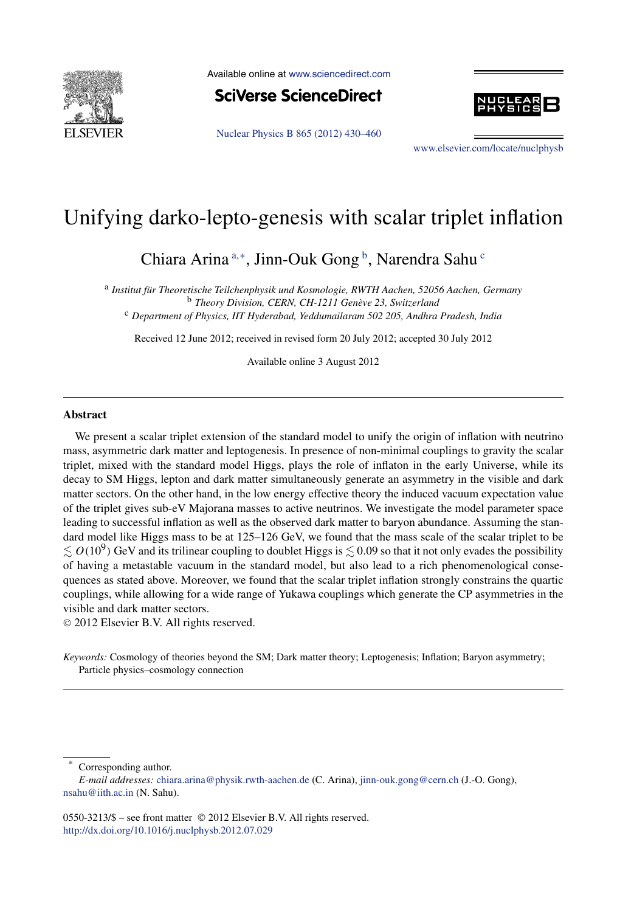# Unifying darko-lepto-genesis with scalar triplet inflation

Chiara Arina [a,*], Jinn-Ouk Gong [b], Narendra Sahu [c]

[a] *Institut für Theoretische Teilchenphysik und Kosmologie, RWTH Aachen, 52056 Aachen, Germany*
[b] *Theory Division, CERN, CH-1211 Genève 23, Switzerland*
[c] *Department of Physics, IIT Hyderabad, Yeddumailaram 502 205, Andhra Pradesh, India*

Received 12 June 2012; received in revised form 20 July 2012; accepted 30 July 2012

Available online 3 August 2012

## Abstract

We present a scalar triplet extension of the standard model to unify the origin of inflation with neutrino mass, asymmetric dark matter and leptogenesis. In presence of non-minimal couplings to gravity the scalar triplet, mixed with the standard model Higgs, plays the role of inflaton in the early Universe, while its decay to SM Higgs, lepton and dark matter simultaneously generate an asymmetry in the visible and dark matter sectors. On the other hand, in the low energy effective theory the induced vacuum expectation value of the triplet gives sub-eV Majorana masses to active neutrinos. We investigate the model parameter space leading to successful inflation as well as the observed dark matter to baryon abundance. Assuming the standard model like Higgs mass to be at 125–126 GeV, we found that the mass scale of the scalar triplet to be $\lesssim O(10^9)$ GeV and its trilinear coupling to doublet Higgs is $\lesssim 0.09$ so that it not only evades the possibility of having a metastable vacuum in the standard model, but also lead to a rich phenomenological consequences as stated above. Moreover, we found that the scalar triplet inflation strongly constrains the quartic couplings, while allowing for a wide range of Yukawa couplings which generate the CP asymmetries in the visible and dark matter sectors.

© 2012 Elsevier B.V. All rights reserved.

*Keywords:* Cosmology of theories beyond the SM; Dark matter theory; Leptogenesis; Inflation; Baryon asymmetry; Particle physics–cosmology connection

---

\* Corresponding author.
*E-mail addresses:* chiara.arina@physik.rwth-aachen.de (C. Arina), jinn-ouk.gong@cern.ch (J.-O. Gong), nsahu@iith.ac.in (N. Sahu).

0550-3213/$ – see front matter © 2012 Elsevier B.V. All rights reserved.
http://dx.doi.org/10.1016/j.nuclphysb.2012.07.029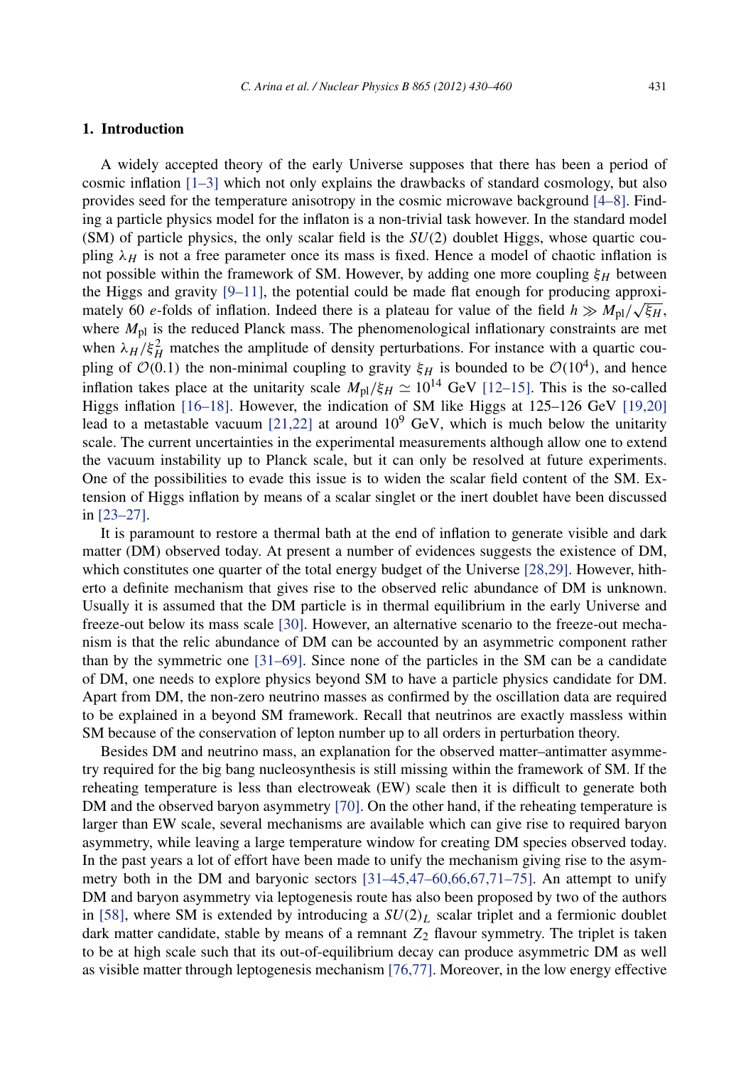## 1. Introduction

A widely accepted theory of the early Universe supposes that there has been a period of cosmic inflation [1–3] which not only explains the drawbacks of standard cosmology, but also provides seed for the temperature anisotropy in the cosmic microwave background [4–8]. Finding a particle physics model for the inflaton is a non-trivial task however. In the standard model (SM) of particle physics, the only scalar field is the $SU(2)$ doublet Higgs, whose quartic coupling $\lambda_H$ is not a free parameter once its mass is fixed. Hence a model of chaotic inflation is not possible within the framework of SM. However, by adding one more coupling $\xi_H$ between the Higgs and gravity [9–11], the potential could be made flat enough for producing approximately 60 $e$-folds of inflation. Indeed there is a plateau for value of the field $h \gg M_{\rm pl}/\sqrt{\xi_H}$, where $M_{\rm pl}$ is the reduced Planck mass. The phenomenological inflationary constraints are met when $\lambda_H/\xi_H^2$ matches the amplitude of density perturbations. For instance with a quartic coupling of $\mathcal{O}(0.1)$ the non-minimal coupling to gravity $\xi_H$ is bounded to be $\mathcal{O}(10^4)$, and hence inflation takes place at the unitarity scale $M_{\rm pl}/\xi_H \simeq 10^{14}$ GeV [12–15]. This is the so-called Higgs inflation [16–18]. However, the indication of SM like Higgs at 125–126 GeV [19,20] lead to a metastable vacuum [21,22] at around $10^9$ GeV, which is much below the unitarity scale. The current uncertainties in the experimental measurements although allow one to extend the vacuum instability up to Planck scale, but it can only be resolved at future experiments. One of the possibilities to evade this issue is to widen the scalar field content of the SM. Extension of Higgs inflation by means of a scalar singlet or the inert doublet have been discussed in [23–27].

It is paramount to restore a thermal bath at the end of inflation to generate visible and dark matter (DM) observed today. At present a number of evidences suggests the existence of DM, which constitutes one quarter of the total energy budget of the Universe [28,29]. However, hitherto a definite mechanism that gives rise to the observed relic abundance of DM is unknown. Usually it is assumed that the DM particle is in thermal equilibrium in the early Universe and freeze-out below its mass scale [30]. However, an alternative scenario to the freeze-out mechanism is that the relic abundance of DM can be accounted by an asymmetric component rather than by the symmetric one [31–69]. Since none of the particles in the SM can be a candidate of DM, one needs to explore physics beyond SM to have a particle physics candidate for DM. Apart from DM, the non-zero neutrino masses as confirmed by the oscillation data are required to be explained in a beyond SM framework. Recall that neutrinos are exactly massless within SM because of the conservation of lepton number up to all orders in perturbation theory.

Besides DM and neutrino mass, an explanation for the observed matter–antimatter asymmetry required for the big bang nucleosynthesis is still missing within the framework of SM. If the reheating temperature is less than electroweak (EW) scale then it is difficult to generate both DM and the observed baryon asymmetry [70]. On the other hand, if the reheating temperature is larger than EW scale, several mechanisms are available which can give rise to required baryon asymmetry, while leaving a large temperature window for creating DM species observed today. In the past years a lot of effort have been made to unify the mechanism giving rise to the asymmetry both in the DM and baryonic sectors [31–45,47–60,66,67,71–75]. An attempt to unify DM and baryon asymmetry via leptogenesis route has also been proposed by two of the authors in [58], where SM is extended by introducing a $SU(2)_L$ scalar triplet and a fermionic doublet dark matter candidate, stable by means of a remnant $Z_2$ flavour symmetry. The triplet is taken to be at high scale such that its out-of-equilibrium decay can produce asymmetric DM as well as visible matter through leptogenesis mechanism [76,77]. Moreover, in the low energy effective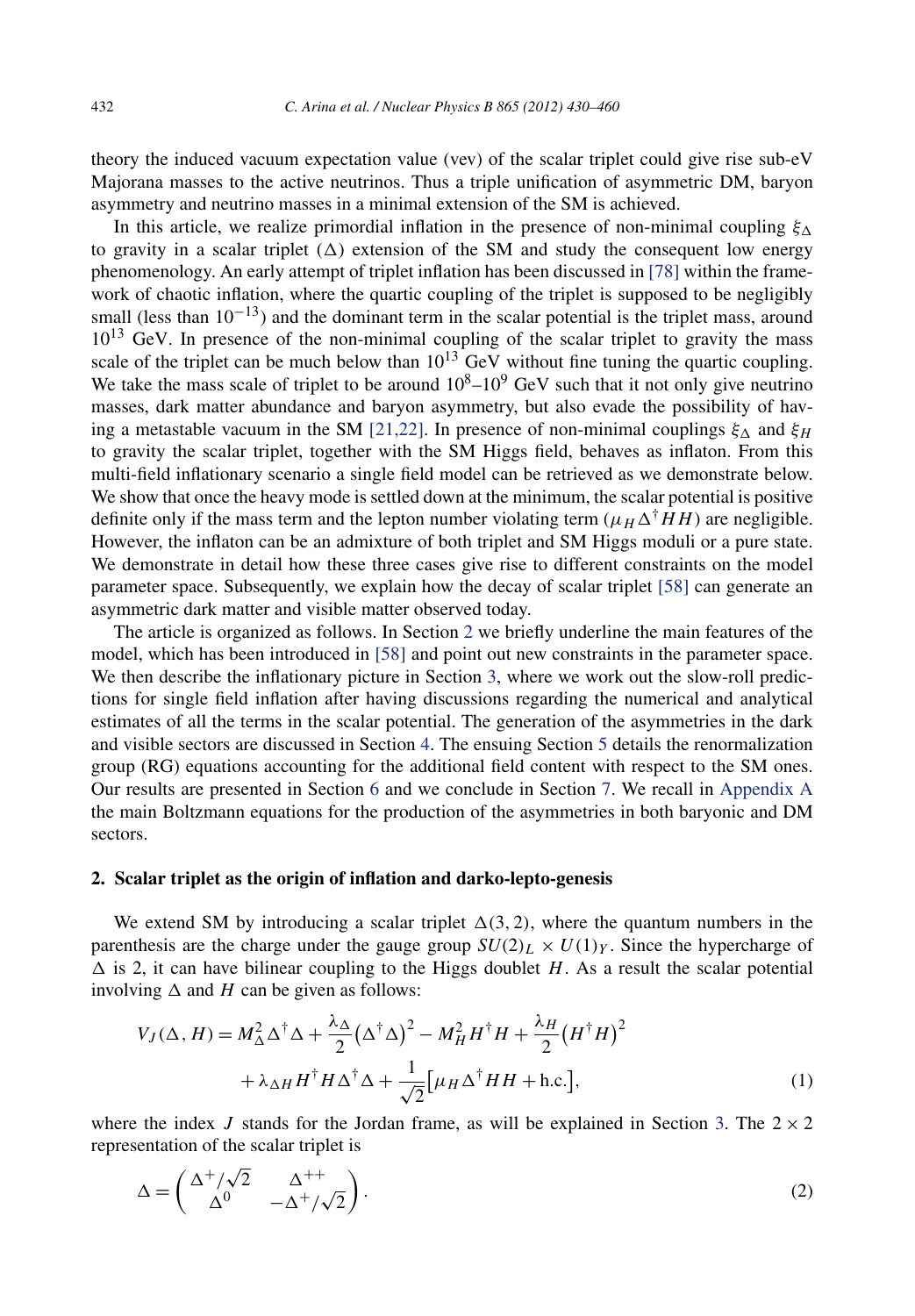theory the induced vacuum expectation value (vev) of the scalar triplet could give rise sub-eV Majorana masses to the active neutrinos. Thus a triple unification of asymmetric DM, baryon asymmetry and neutrino masses in a minimal extension of the SM is achieved.

In this article, we realize primordial inflation in the presence of non-minimal coupling $\xi_\Delta$ to gravity in a scalar triplet ($\Delta$) extension of the SM and study the consequent low energy phenomenology. An early attempt of triplet inflation has been discussed in [78] within the framework of chaotic inflation, where the quartic coupling of the triplet is supposed to be negligibly small (less than $10^{-13}$) and the dominant term in the scalar potential is the triplet mass, around $10^{13}$ GeV. In presence of the non-minimal coupling of the scalar triplet to gravity the mass scale of the triplet can be much below than $10^{13}$ GeV without fine tuning the quartic coupling. We take the mass scale of triplet to be around $10^8$–$10^9$ GeV such that it not only give neutrino masses, dark matter abundance and baryon asymmetry, but also evade the possibility of having a metastable vacuum in the SM [21,22]. In presence of non-minimal couplings $\xi_\Delta$ and $\xi_H$ to gravity the scalar triplet, together with the SM Higgs field, behaves as inflaton. From this multi-field inflationary scenario a single field model can be retrieved as we demonstrate below. We show that once the heavy mode is settled down at the minimum, the scalar potential is positive definite only if the mass term and the lepton number violating term ($\mu_H \Delta^\dagger H H$) are negligible. However, the inflaton can be an admixture of both triplet and SM Higgs moduli or a pure state. We demonstrate in detail how these three cases give rise to different constraints on the model parameter space. Subsequently, we explain how the decay of scalar triplet [58] can generate an asymmetric dark matter and visible matter observed today.

The article is organized as follows. In Section 2 we briefly underline the main features of the model, which has been introduced in [58] and point out new constraints in the parameter space. We then describe the inflationary picture in Section 3, where we work out the slow-roll predictions for single field inflation after having discussions regarding the numerical and analytical estimates of all the terms in the scalar potential. The generation of the asymmetries in the dark and visible sectors are discussed in Section 4. The ensuing Section 5 details the renormalization group (RG) equations accounting for the additional field content with respect to the SM ones. Our results are presented in Section 6 and we conclude in Section 7. We recall in Appendix A the main Boltzmann equations for the production of the asymmetries in both baryonic and DM sectors.

## 2. Scalar triplet as the origin of inflation and darko-lepto-genesis

We extend SM by introducing a scalar triplet $\Delta(3, 2)$, where the quantum numbers in the parenthesis are the charge under the gauge group $SU(2)_L \times U(1)_Y$. Since the hypercharge of $\Delta$ is 2, it can have bilinear coupling to the Higgs doublet $H$. As a result the scalar potential involving $\Delta$ and $H$ can be given as follows:

$$
\begin{aligned}
V_J(\Delta, H) = {} & M_\Delta^2 \Delta^\dagger \Delta + \frac{\lambda_\Delta}{2}\left(\Delta^\dagger \Delta\right)^2 - M_H^2 H^\dagger H + \frac{\lambda_H}{2}\left(H^\dagger H\right)^2 \\
& + \lambda_{\Delta H} H^\dagger H \Delta^\dagger \Delta + \frac{1}{\sqrt{2}}\left[\mu_H \Delta^\dagger H H + \text{h.c.}\right],
\end{aligned}
\tag{1}
$$

where the index $J$ stands for the Jordan frame, as will be explained in Section 3. The $2 \times 2$ representation of the scalar triplet is

$$
\Delta = \begin{pmatrix} \Delta^+/\sqrt{2} & \Delta^{++} \\ \Delta^0 & -\Delta^+/\sqrt{2} \end{pmatrix}.
\tag{2}
$$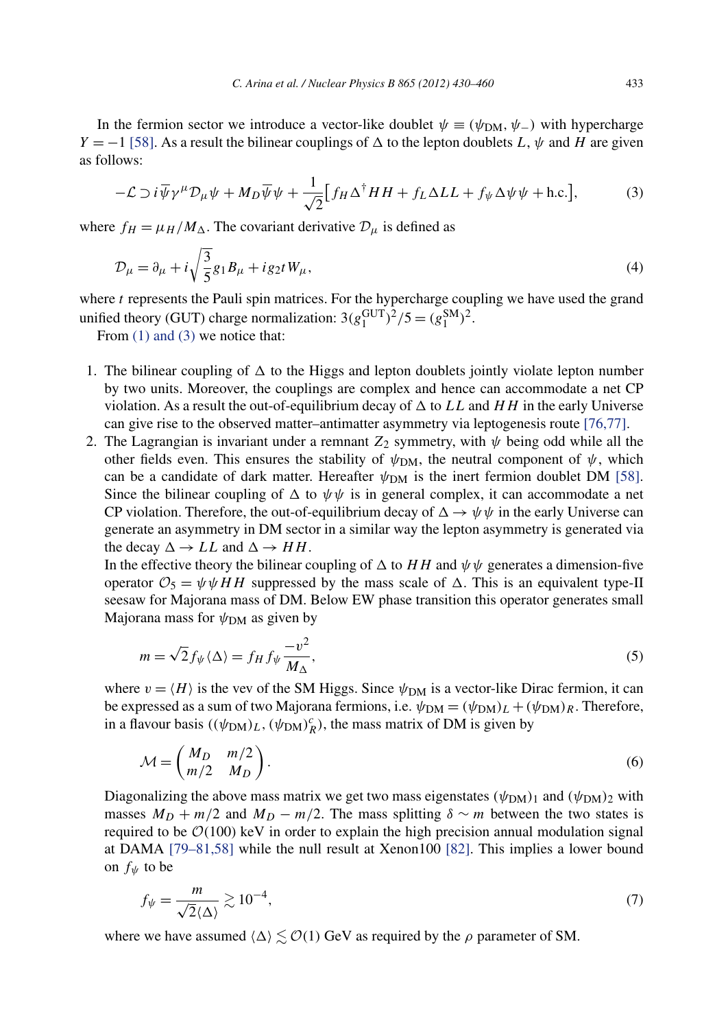In the fermion sector we introduce a vector-like doublet $\psi \equiv (\psi_{\rm DM}, \psi_-)$ with hypercharge $Y = -1$ [58]. As a result the bilinear couplings of $\Delta$ to the lepton doublets $L$, $\psi$ and $H$ are given as follows:

$$-\mathcal{L} \supset i\overline{\psi}\gamma^\mu \mathcal{D}_\mu \psi + M_D \overline{\psi}\psi + \frac{1}{\sqrt{2}}\left[f_H \Delta^\dagger HH + f_L \Delta LL + f_\psi \Delta\psi\psi + \text{h.c.}\right], \tag{3}$$

where $f_H = \mu_H / M_\Delta$. The covariant derivative $\mathcal{D}_\mu$ is defined as

$$\mathcal{D}_\mu = \partial_\mu + i\sqrt{\frac{3}{5}} g_1 B_\mu + i g_2 t W_\mu, \tag{4}$$

where $t$ represents the Pauli spin matrices. For the hypercharge coupling we have used the grand unified theory (GUT) charge normalization: $3(g_1^{\rm GUT})^2/5 = (g_1^{\rm SM})^2$.

From (1) and (3) we notice that:

1. The bilinear coupling of $\Delta$ to the Higgs and lepton doublets jointly violate lepton number by two units. Moreover, the couplings are complex and hence can accommodate a net CP violation. As a result the out-of-equilibrium decay of $\Delta$ to $LL$ and $HH$ in the early Universe can give rise to the observed matter–antimatter asymmetry via leptogenesis route [76,77].
2. The Lagrangian is invariant under a remnant $Z_2$ symmetry, with $\psi$ being odd while all the other fields even. This ensures the stability of $\psi_{\rm DM}$, the neutral component of $\psi$, which can be a candidate of dark matter. Hereafter $\psi_{\rm DM}$ is the inert fermion doublet DM [58]. Since the bilinear coupling of $\Delta$ to $\psi\psi$ is in general complex, it can accommodate a net CP violation. Therefore, the out-of-equilibrium decay of $\Delta \to \psi\psi$ in the early Universe can generate an asymmetry in DM sector in a similar way the lepton asymmetry is generated via the decay $\Delta \to LL$ and $\Delta \to HH$.

   In the effective theory the bilinear coupling of $\Delta$ to $HH$ and $\psi\psi$ generates a dimension-five operator $\mathcal{O}_5 = \psi\psi HH$ suppressed by the mass scale of $\Delta$. This is an equivalent type-II seesaw for Majorana mass of DM. Below EW phase transition this operator generates small Majorana mass for $\psi_{\rm DM}$ as given by

$$m = \sqrt{2} f_\psi \langle \Delta \rangle = f_H f_\psi \frac{-v^2}{M_\Delta}, \tag{5}$$

   where $v = \langle H \rangle$ is the vev of the SM Higgs. Since $\psi_{\rm DM}$ is a vector-like Dirac fermion, it can be expressed as a sum of two Majorana fermions, i.e. $\psi_{\rm DM} = (\psi_{\rm DM})_L + (\psi_{\rm DM})_R$. Therefore, in a flavour basis $((\psi_{\rm DM})_L, (\psi_{\rm DM})_R^c)$, the mass matrix of DM is given by

$$\mathcal{M} = \begin{pmatrix} M_D & m/2 \\ m/2 & M_D \end{pmatrix}. \tag{6}$$

   Diagonalizing the above mass matrix we get two mass eigenstates $(\psi_{\rm DM})_1$ and $(\psi_{\rm DM})_2$ with masses $M_D + m/2$ and $M_D - m/2$. The mass splitting $\delta \sim m$ between the two states is required to be $\mathcal{O}(100)$ keV in order to explain the high precision annual modulation signal at DAMA [79–81,58] while the null result at Xenon100 [82]. This implies a lower bound on $f_\psi$ to be

$$f_\psi = \frac{m}{\sqrt{2}\langle \Delta \rangle} \gtrsim 10^{-4}, \tag{7}$$

   where we have assumed $\langle \Delta \rangle \lesssim \mathcal{O}(1)$ GeV as required by the $\rho$ parameter of SM.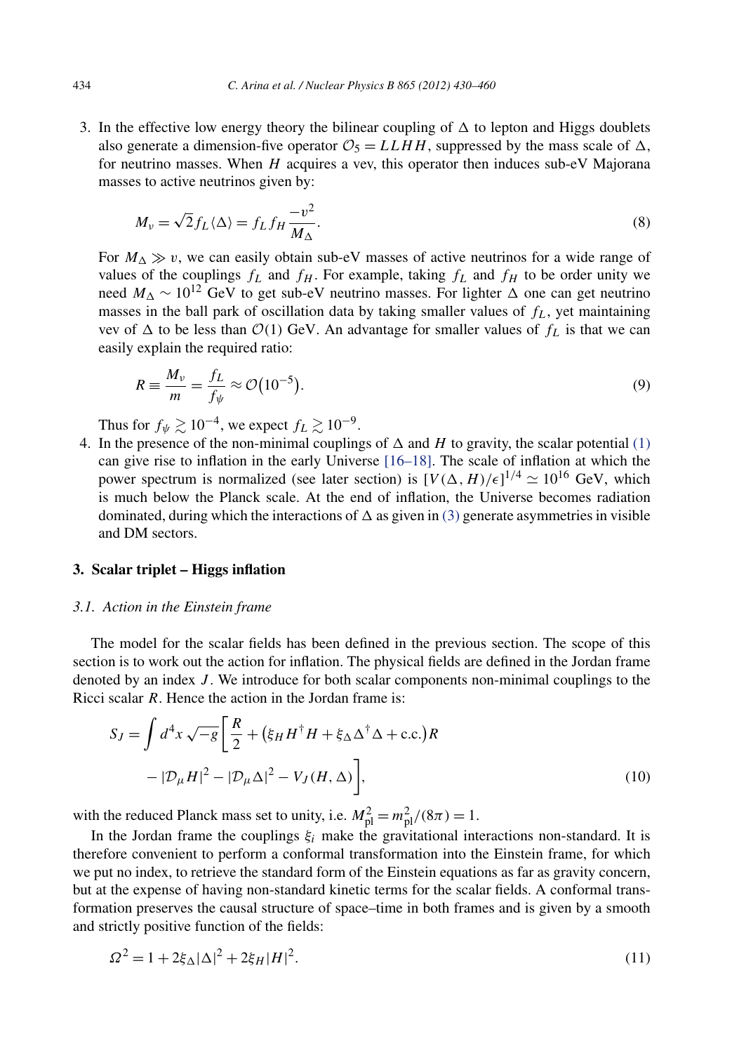3. In the effective low energy theory the bilinear coupling of $\Delta$ to lepton and Higgs doublets also generate a dimension-five operator $\mathcal{O}_5 = LLHH$, suppressed by the mass scale of $\Delta$, for neutrino masses. When $H$ acquires a vev, this operator then induces sub-eV Majorana masses to active neutrinos given by:

$$M_\nu = \sqrt{2} f_L \langle \Delta \rangle = f_L f_H \frac{-v^2}{M_\Delta}. \tag{8}$$

   For $M_\Delta \gg v$, we can easily obtain sub-eV masses of active neutrinos for a wide range of values of the couplings $f_L$ and $f_H$. For example, taking $f_L$ and $f_H$ to be order unity we need $M_\Delta \sim 10^{12}$ GeV to get sub-eV neutrino masses. For lighter $\Delta$ one can get neutrino masses in the ball park of oscillation data by taking smaller values of $f_L$, yet maintaining vev of $\Delta$ to be less than $\mathcal{O}(1)$ GeV. An advantage for smaller values of $f_L$ is that we can easily explain the required ratio:

$$R \equiv \frac{M_\nu}{m} = \frac{f_L}{f_\psi} \approx \mathcal{O}\big(10^{-5}\big). \tag{9}$$

   Thus for $f_\psi \gtrsim 10^{-4}$, we expect $f_L \gtrsim 10^{-9}$.

4. In the presence of the non-minimal couplings of $\Delta$ and $H$ to gravity, the scalar potential (1) can give rise to inflation in the early Universe [16–18]. The scale of inflation at which the power spectrum is normalized (see later section) is $[V(\Delta, H)/\epsilon]^{1/4} \simeq 10^{16}$ GeV, which is much below the Planck scale. At the end of inflation, the Universe becomes radiation dominated, during which the interactions of $\Delta$ as given in (3) generate asymmetries in visible and DM sectors.

## 3. Scalar triplet – Higgs inflation

### *3.1. Action in the Einstein frame*

The model for the scalar fields has been defined in the previous section. The scope of this section is to work out the action for inflation. The physical fields are defined in the Jordan frame denoted by an index $J$. We introduce for both scalar components non-minimal couplings to the Ricci scalar $R$. Hence the action in the Jordan frame is:

$$S_J = \int d^4x \sqrt{-g} \bigg[ \frac{R}{2} + \big(\xi_H H^\dagger H + \xi_\Delta \Delta^\dagger \Delta + \text{c.c.}\big) R - |\mathcal{D}_\mu H|^2 - |\mathcal{D}_\mu \Delta|^2 - V_J(H, \Delta) \bigg], \tag{10}$$

with the reduced Planck mass set to unity, i.e. $M_{\text{pl}}^2 = m_{\text{pl}}^2/(8\pi) = 1$.

In the Jordan frame the couplings $\xi_i$ make the gravitational interactions non-standard. It is therefore convenient to perform a conformal transformation into the Einstein frame, for which we put no index, to retrieve the standard form of the Einstein equations as far as gravity concern, but at the expense of having non-standard kinetic terms for the scalar fields. A conformal transformation preserves the causal structure of space–time in both frames and is given by a smooth and strictly positive function of the fields:

$$\Omega^2 = 1 + 2\xi_\Delta |\Delta|^2 + 2\xi_H |H|^2. \tag{11}$$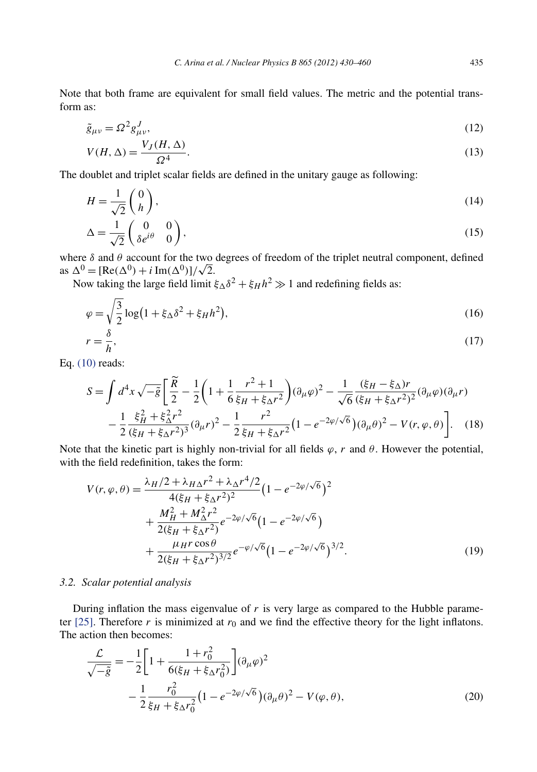Note that both frame are equivalent for small field values. The metric and the potential transform as:

$$\tilde{g}_{\mu\nu} = \Omega^2 g^J_{\mu\nu}, \tag{12}$$

$$V(H,\Delta) = \frac{V_J(H,\Delta)}{\Omega^4}. \tag{13}$$

The doublet and triplet scalar fields are defined in the unitary gauge as following:

$$H = \frac{1}{\sqrt{2}} \begin{pmatrix} 0 \\ h \end{pmatrix}, \tag{14}$$

$$\Delta = \frac{1}{\sqrt{2}} \begin{pmatrix} 0 & 0 \\ \delta e^{i\theta} & 0 \end{pmatrix}, \tag{15}$$

where $\delta$ and $\theta$ account for the two degrees of freedom of the triplet neutral component, defined as $\Delta^0 = [\mathrm{Re}(\Delta^0) + i\,\mathrm{Im}(\Delta^0)]/\sqrt{2}$.

Now taking the large field limit $\xi_\Delta \delta^2 + \xi_H h^2 \gg 1$ and redefining fields as:

$$\varphi = \sqrt{\frac{3}{2}} \log\left(1 + \xi_\Delta \delta^2 + \xi_H h^2\right), \tag{16}$$

$$r = \frac{\delta}{h}, \tag{17}$$

Eq. (10) reads:

$$S = \int d^4x \sqrt{-\tilde{g}} \left[ \frac{\widetilde{R}}{2} - \frac{1}{2}\left(1 + \frac{1}{6}\frac{r^2+1}{\xi_H + \xi_\Delta r^2}\right)(\partial_\mu \varphi)^2 - \frac{1}{\sqrt{6}} \frac{(\xi_H - \xi_\Delta) r}{(\xi_H + \xi_\Delta r^2)^2} (\partial_\mu \varphi)(\partial_\mu r) - \frac{1}{2}\frac{\xi_H^2 + \xi_\Delta^2 r^2}{(\xi_H + \xi_\Delta r^2)^3}(\partial_\mu r)^2 - \frac{1}{2}\frac{r^2}{\xi_H + \xi_\Delta r^2}\left(1 - e^{-2\varphi/\sqrt{6}}\right)(\partial_\mu \theta)^2 - V(r,\varphi,\theta) \right]. \tag{18}$$

Note that the kinetic part is highly non-trivial for all fields $\varphi$, $r$ and $\theta$. However the potential, with the field redefinition, takes the form:

$$\begin{aligned} V(r,\varphi,\theta) = {} & \frac{\lambda_H/2 + \lambda_{H\Delta} r^2 + \lambda_\Delta r^4/2}{4(\xi_H + \xi_\Delta r^2)^2}\left(1 - e^{-2\varphi/\sqrt{6}}\right)^2 \\ & + \frac{M_H^2 + M_\Delta^2 r^2}{2(\xi_H + \xi_\Delta r^2)} e^{-2\varphi/\sqrt{6}}\left(1 - e^{-2\varphi/\sqrt{6}}\right) \\ & + \frac{\mu_H r \cos\theta}{2(\xi_H + \xi_\Delta r^2)^{3/2}} e^{-\varphi/\sqrt{6}}\left(1 - e^{-2\varphi/\sqrt{6}}\right)^{3/2}. \end{aligned} \tag{19}$$

### 3.2. Scalar potential analysis

During inflation the mass eigenvalue of $r$ is very large as compared to the Hubble parameter [25]. Therefore $r$ is minimized at $r_0$ and we find the effective theory for the light inflatons. The action then becomes:

$$\begin{aligned} \frac{\mathcal{L}}{\sqrt{-\tilde{g}}} = {} & -\frac{1}{2}\left[1 + \frac{1 + r_0^2}{6(\xi_H + \xi_\Delta r_0^2)}\right](\partial_\mu \varphi)^2 \\ & - \frac{1}{2}\frac{r_0^2}{\xi_H + \xi_\Delta r_0^2}\left(1 - e^{-2\varphi/\sqrt{6}}\right)(\partial_\mu \theta)^2 - V(\varphi,\theta), \end{aligned} \tag{20}$$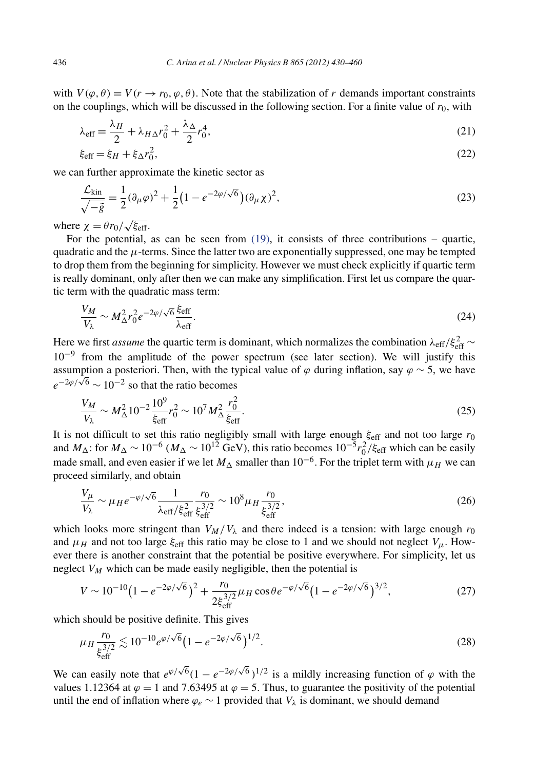with $V(\varphi, \theta) = V(r \to r_0, \varphi, \theta)$. Note that the stabilization of $r$ demands important constraints on the couplings, which will be discussed in the following section. For a finite value of $r_0$, with

$$\lambda_{\text{eff}} = \frac{\lambda_H}{2} + \lambda_{H\Delta} r_0^2 + \frac{\lambda_\Delta}{2} r_0^4, \tag{21}$$

$$\xi_{\text{eff}} = \xi_H + \xi_\Delta r_0^2, \tag{22}$$

we can further approximate the kinetic sector as

$$\frac{\mathcal{L}_{\text{kin}}}{\sqrt{-\tilde{g}}} = \frac{1}{2}(\partial_\mu \varphi)^2 + \frac{1}{2}\left(1 - e^{-2\varphi/\sqrt{6}}\right)(\partial_\mu \chi)^2, \tag{23}$$

where $\chi = \theta r_0 / \sqrt{\xi_{\text{eff}}}$.

For the potential, as can be seen from (19), it consists of three contributions – quartic, quadratic and the $\mu$-terms. Since the latter two are exponentially suppressed, one may be tempted to drop them from the beginning for simplicity. However we must check explicitly if quartic term is really dominant, only after then we can make any simplification. First let us compare the quartic term with the quadratic mass term:

$$\frac{V_M}{V_\lambda} \sim M_\Delta^2 r_0^2 e^{-2\varphi/\sqrt{6}} \frac{\xi_{\text{eff}}}{\lambda_{\text{eff}}}. \tag{24}$$

Here we first *assume* the quartic term is dominant, which normalizes the combination $\lambda_{\text{eff}}/\xi_{\text{eff}}^2 \sim 10^{-9}$ from the amplitude of the power spectrum (see later section). We will justify this assumption a posteriori. Then, with the typical value of $\varphi$ during inflation, say $\varphi \sim 5$, we have $e^{-2\varphi/\sqrt{6}} \sim 10^{-2}$ so that the ratio becomes

$$\frac{V_M}{V_\lambda} \sim M_\Delta^2 10^{-2} \frac{10^9}{\xi_{\text{eff}}} r_0^2 \sim 10^7 M_\Delta^2 \frac{r_0^2}{\xi_{\text{eff}}}. \tag{25}$$

It is not difficult to set this ratio negligibly small with large enough $\xi_{\text{eff}}$ and not too large $r_0$ and $M_\Delta$: for $M_\Delta \sim 10^{-6}$ ($M_\Delta \sim 10^{12}$ GeV), this ratio becomes $10^{-5} r_0^2/\xi_{\text{eff}}$ which can be easily made small, and even easier if we let $M_\Delta$ smaller than $10^{-6}$. For the triplet term with $\mu_H$ we can proceed similarly, and obtain

$$\frac{V_\mu}{V_\lambda} \sim \mu_H e^{-\varphi/\sqrt{6}} \frac{1}{\lambda_{\text{eff}}/\xi_{\text{eff}}^2} \frac{r_0}{\xi_{\text{eff}}^{3/2}} \sim 10^8 \mu_H \frac{r_0}{\xi_{\text{eff}}^{3/2}}, \tag{26}$$

which looks more stringent than $V_M/V_\lambda$ and there indeed is a tension: with large enough $r_0$ and $\mu_H$ and not too large $\xi_{\text{eff}}$ this ratio may be close to 1 and we should not neglect $V_\mu$. However there is another constraint that the potential be positive everywhere. For simplicity, let us neglect $V_M$ which can be made easily negligible, then the potential is

$$V \sim 10^{-10}\left(1 - e^{-2\varphi/\sqrt{6}}\right)^2 + \frac{r_0}{2\xi_{\text{eff}}^{3/2}} \mu_H \cos\theta e^{-\varphi/\sqrt{6}} \left(1 - e^{-2\varphi/\sqrt{6}}\right)^{3/2}, \tag{27}$$

which should be positive definite. This gives

$$\mu_H \frac{r_0}{\xi_{\text{eff}}^{3/2}} \lesssim 10^{-10} e^{\varphi/\sqrt{6}} \left(1 - e^{-2\varphi/\sqrt{6}}\right)^{1/2}. \tag{28}$$

We can easily note that $e^{\varphi/\sqrt{6}}(1 - e^{-2\varphi/\sqrt{6}})^{1/2}$ is a mildly increasing function of $\varphi$ with the values 1.12364 at $\varphi = 1$ and 7.63495 at $\varphi = 5$. Thus, to guarantee the positivity of the potential until the end of inflation where $\varphi_e \sim 1$ provided that $V_\lambda$ is dominant, we should demand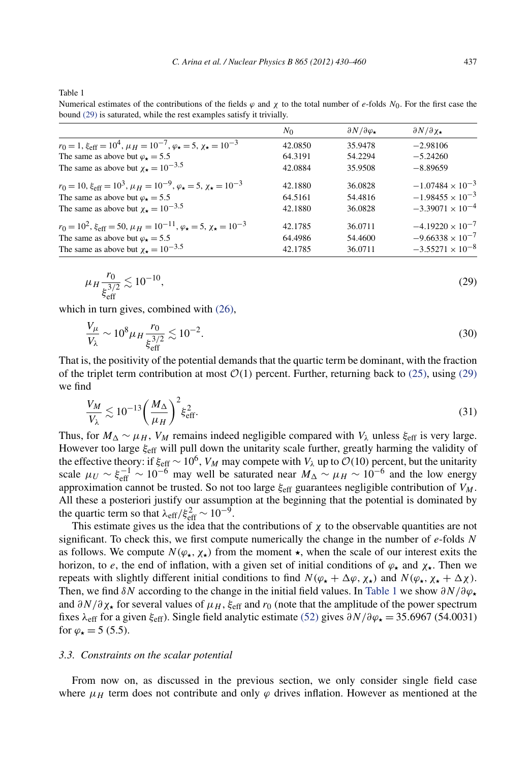Table 1
Numerical estimates of the contributions of the fields $\varphi$ and $\chi$ to the total number of $e$-folds $N_0$. For the first case the bound (29) is saturated, while the rest examples satisfy it trivially.

| | $N_0$ | $\partial N/\partial\varphi_\star$ | $\partial N/\partial\chi_\star$ |
|---|---|---|---|
| $r_0 = 1$, $\xi_{\text{eff}} = 10^4$, $\mu_H = 10^{-7}$, $\varphi_\star = 5$, $\chi_\star = 10^{-3}$ | 42.0850 | 35.9478 | $-2.98106$ |
| The same as above but $\varphi_\star = 5.5$ | 64.3191 | 54.2294 | $-5.24260$ |
| The same as above but $\chi_\star = 10^{-3.5}$ | 42.0884 | 35.9508 | $-8.89659$ |
| $r_0 = 10$, $\xi_{\text{eff}} = 10^3$, $\mu_H = 10^{-9}$, $\varphi_\star = 5$, $\chi_\star = 10^{-3}$ | 42.1880 | 36.0828 | $-1.07484 \times 10^{-3}$ |
| The same as above but $\varphi_\star = 5.5$ | 64.5161 | 54.4816 | $-1.98455 \times 10^{-3}$ |
| The same as above but $\chi_\star = 10^{-3.5}$ | 42.1880 | 36.0828 | $-3.39071 \times 10^{-4}$ |
| $r_0 = 10^2$, $\xi_{\text{eff}} = 50$, $\mu_H = 10^{-11}$, $\varphi_\star = 5$, $\chi_\star = 10^{-3}$ | 42.1785 | 36.0711 | $-4.19220 \times 10^{-7}$ |
| The same as above but $\varphi_\star = 5.5$ | 64.4986 | 54.4600 | $-9.66338 \times 10^{-7}$ |
| The same as above but $\chi_\star = 10^{-3.5}$ | 42.1785 | 36.0711 | $-3.55271 \times 10^{-8}$ |

$$\mu_H \frac{r_0}{\xi_{\text{eff}}^{3/2}} \lesssim 10^{-10}, \tag{29}$$

which in turn gives, combined with (26),

$$\frac{V_\mu}{V_\lambda} \sim 10^8 \mu_H \frac{r_0}{\xi_{\text{eff}}^{3/2}} \lesssim 10^{-2}. \tag{30}$$

That is, the positivity of the potential demands that the quartic term be dominant, with the fraction of the triplet term contribution at most $\mathcal{O}(1)$ percent. Further, returning back to (25), using (29) we find

$$\frac{V_M}{V_\lambda} \lesssim 10^{-13} \left(\frac{M_\Delta}{\mu_H}\right)^2 \xi_{\text{eff}}^2. \tag{31}$$

Thus, for $M_\Delta \sim \mu_H$, $V_M$ remains indeed negligible compared with $V_\lambda$ unless $\xi_{\text{eff}}$ is very large. However too large $\xi_{\text{eff}}$ will pull down the unitarity scale further, greatly harming the validity of the effective theory: if $\xi_{\text{eff}} \sim 10^6$, $V_M$ may compete with $V_\lambda$ up to $\mathcal{O}(10)$ percent, but the unitarity scale $\mu_U \sim \xi_{\text{eff}}^{-1} \sim 10^{-6}$ may well be saturated near $M_\Delta \sim \mu_H \sim 10^{-6}$ and the low energy approximation cannot be trusted. So not too large $\xi_{\text{eff}}$ guarantees negligible contribution of $V_M$. All these a posteriori justify our assumption at the beginning that the potential is dominated by the quartic term so that $\lambda_{\text{eff}}/\xi_{\text{eff}}^2 \sim 10^{-9}$.

This estimate gives us the idea that the contributions of $\chi$ to the observable quantities are not significant. To check this, we first compute numerically the change in the number of $e$-folds $N$ as follows. We compute $N(\varphi_\star, \chi_\star)$ from the moment $\star$, when the scale of our interest exits the horizon, to $e$, the end of inflation, with a given set of initial conditions of $\varphi_\star$ and $\chi_\star$. Then we repeats with slightly different initial conditions to find $N(\varphi_\star + \Delta\varphi, \chi_\star)$ and $N(\varphi_\star, \chi_\star + \Delta\chi)$. Then, we find $\delta N$ according to the change in the initial field values. In Table 1 we show $\partial N/\partial\varphi_\star$ and $\partial N/\partial\chi_\star$ for several values of $\mu_H$, $\xi_{\text{eff}}$ and $r_0$ (note that the amplitude of the power spectrum fixes $\lambda_{\text{eff}}$ for a given $\xi_{\text{eff}}$). Single field analytic estimate (52) gives $\partial N/\partial\varphi_\star = 35.6967$ (54.0031) for $\varphi_\star = 5$ (5.5).

### 3.3. Constraints on the scalar potential

From now on, as discussed in the previous section, we only consider single field case where $\mu_H$ term does not contribute and only $\varphi$ drives inflation. However as mentioned at the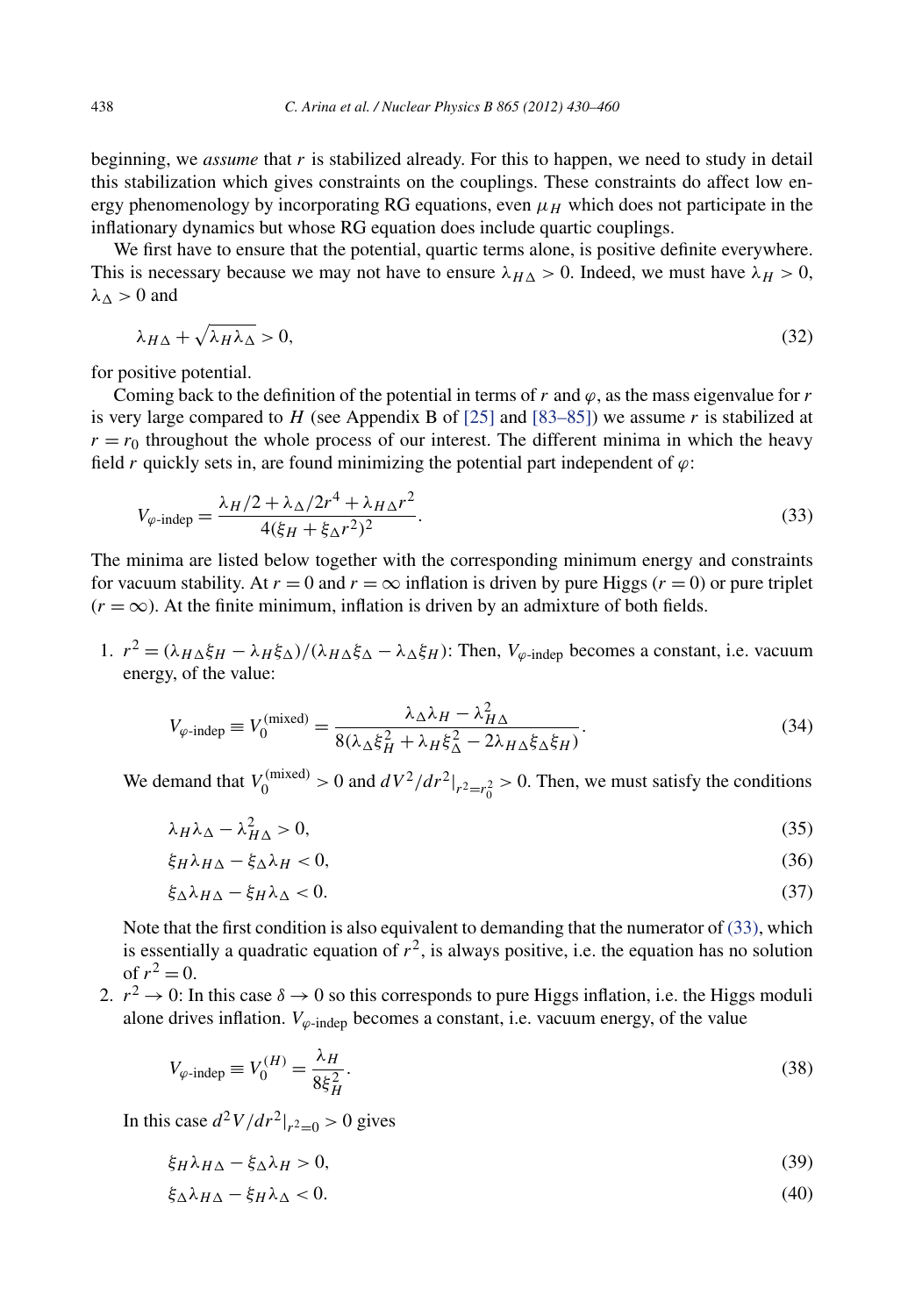beginning, we *assume* that $r$ is stabilized already. For this to happen, we need to study in detail this stabilization which gives constraints on the couplings. These constraints do affect low energy phenomenology by incorporating RG equations, even $\mu_H$ which does not participate in the inflationary dynamics but whose RG equation does include quartic couplings.

We first have to ensure that the potential, quartic terms alone, is positive definite everywhere. This is necessary because we may not have to ensure $\lambda_{H\Delta} > 0$. Indeed, we must have $\lambda_H > 0$, $\lambda_\Delta > 0$ and

$$\lambda_{H\Delta} + \sqrt{\lambda_H \lambda_\Delta} > 0, \tag{32}$$

for positive potential.

Coming back to the definition of the potential in terms of $r$ and $\varphi$, as the mass eigenvalue for $r$ is very large compared to $H$ (see Appendix B of [25] and [83–85]) we assume $r$ is stabilized at $r = r_0$ throughout the whole process of our interest. The different minima in which the heavy field $r$ quickly sets in, are found minimizing the potential part independent of $\varphi$:

$$V_{\varphi\text{-indep}} = \frac{\lambda_H/2 + \lambda_\Delta/2r^4 + \lambda_{H\Delta} r^2}{4(\xi_H + \xi_\Delta r^2)^2}. \tag{33}$$

The minima are listed below together with the corresponding minimum energy and constraints for vacuum stability. At $r = 0$ and $r = \infty$ inflation is driven by pure Higgs ($r = 0$) or pure triplet ($r = \infty$). At the finite minimum, inflation is driven by an admixture of both fields.

1. $r^2 = (\lambda_{H\Delta}\xi_H - \lambda_H \xi_\Delta)/(\lambda_{H\Delta}\xi_\Delta - \lambda_\Delta \xi_H)$: Then, $V_{\varphi\text{-indep}}$ becomes a constant, i.e. vacuum energy, of the value:

$$V_{\varphi\text{-indep}} \equiv V_0^{(\text{mixed})} = \frac{\lambda_\Delta \lambda_H - \lambda_{H\Delta}^2}{8(\lambda_\Delta \xi_H^2 + \lambda_H \xi_\Delta^2 - 2\lambda_{H\Delta}\xi_\Delta \xi_H)}. \tag{34}$$

   We demand that $V_0^{(\text{mixed})} > 0$ and $dV^2/dr^2|_{r^2 = r_0^2} > 0$. Then, we must satisfy the conditions

$$\lambda_H \lambda_\Delta - \lambda_{H\Delta}^2 > 0, \tag{35}$$

$$\xi_H \lambda_{H\Delta} - \xi_\Delta \lambda_H < 0, \tag{36}$$

$$\xi_\Delta \lambda_{H\Delta} - \xi_H \lambda_\Delta < 0. \tag{37}$$

   Note that the first condition is also equivalent to demanding that the numerator of (33), which is essentially a quadratic equation of $r^2$, is always positive, i.e. the equation has no solution of $r^2 = 0$.

2. $r^2 \to 0$: In this case $\delta \to 0$ so this corresponds to pure Higgs inflation, i.e. the Higgs moduli alone drives inflation. $V_{\varphi\text{-indep}}$ becomes a constant, i.e. vacuum energy, of the value

$$V_{\varphi\text{-indep}} \equiv V_0^{(H)} = \frac{\lambda_H}{8\xi_H^2}. \tag{38}$$

   In this case $d^2V/dr^2|_{r^2=0} > 0$ gives

$$\xi_H \lambda_{H\Delta} - \xi_\Delta \lambda_H > 0, \tag{39}$$

$$\xi_\Delta \lambda_{H\Delta} - \xi_H \lambda_\Delta < 0. \tag{40}$$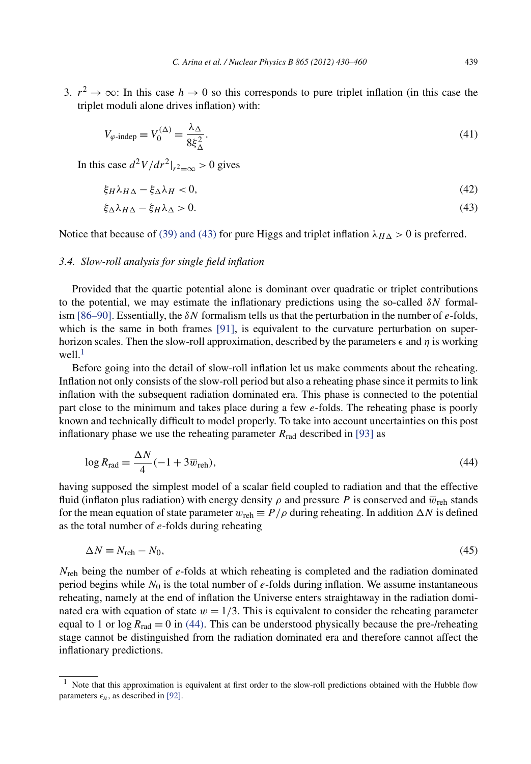3. $r^2 \to \infty$: In this case $h \to 0$ so this corresponds to pure triplet inflation (in this case the triplet moduli alone drives inflation) with:

$$V_{\varphi\text{-indep}} \equiv V_0^{(\Delta)} = \frac{\lambda_\Delta}{8\xi_\Delta^2}. \tag{41}$$

In this case $d^2V/dr^2|_{r^2=\infty} > 0$ gives

$$\xi_H \lambda_{H\Delta} - \xi_\Delta \lambda_H < 0, \tag{42}$$

$$\xi_\Delta \lambda_{H\Delta} - \xi_H \lambda_\Delta > 0. \tag{43}$$

Notice that because of (39) and (43) for pure Higgs and triplet inflation $\lambda_{H\Delta} > 0$ is preferred.

### 3.4. Slow-roll analysis for single field inflation

Provided that the quartic potential alone is dominant over quadratic or triplet contributions to the potential, we may estimate the inflationary predictions using the so-called $\delta N$ formalism [86–90]. Essentially, the $\delta N$ formalism tells us that the perturbation in the number of $e$-folds, which is the same in both frames [91], is equivalent to the curvature perturbation on super-horizon scales. Then the slow-roll approximation, described by the parameters $\epsilon$ and $\eta$ is working well.[1]

Before going into the detail of slow-roll inflation let us make comments about the reheating. Inflation not only consists of the slow-roll period but also a reheating phase since it permits to link inflation with the subsequent radiation dominated era. This phase is connected to the potential part close to the minimum and takes place during a few $e$-folds. The reheating phase is poorly known and technically difficult to model properly. To take into account uncertainties on this post inflationary phase we use the reheating parameter $R_{\text{rad}}$ described in [93] as

$$\log R_{\text{rad}} = \frac{\Delta N}{4}(-1 + 3\overline{w}_{\text{reh}}), \tag{44}$$

having supposed the simplest model of a scalar field coupled to radiation and that the effective fluid (inflaton plus radiation) with energy density $\rho$ and pressure $P$ is conserved and $\overline{w}_{\text{reh}}$ stands for the mean equation of state parameter $w_{\text{reh}} \equiv P/\rho$ during reheating. In addition $\Delta N$ is defined as the total number of $e$-folds during reheating

$$\Delta N \equiv N_{\text{reh}} - N_0, \tag{45}$$

$N_{\text{reh}}$ being the number of $e$-folds at which reheating is completed and the radiation dominated period begins while $N_0$ is the total number of $e$-folds during inflation. We assume instantaneous reheating, namely at the end of inflation the Universe enters straightaway in the radiation dominated era with equation of state $w = 1/3$. This is equivalent to consider the reheating parameter equal to 1 or $\log R_{\text{rad}} = 0$ in (44). This can be understood physically because the pre-/reheating stage cannot be distinguished from the radiation dominated era and therefore cannot affect the inflationary predictions.

[1] Note that this approximation is equivalent at first order to the slow-roll predictions obtained with the Hubble flow parameters $\epsilon_n$, as described in [92].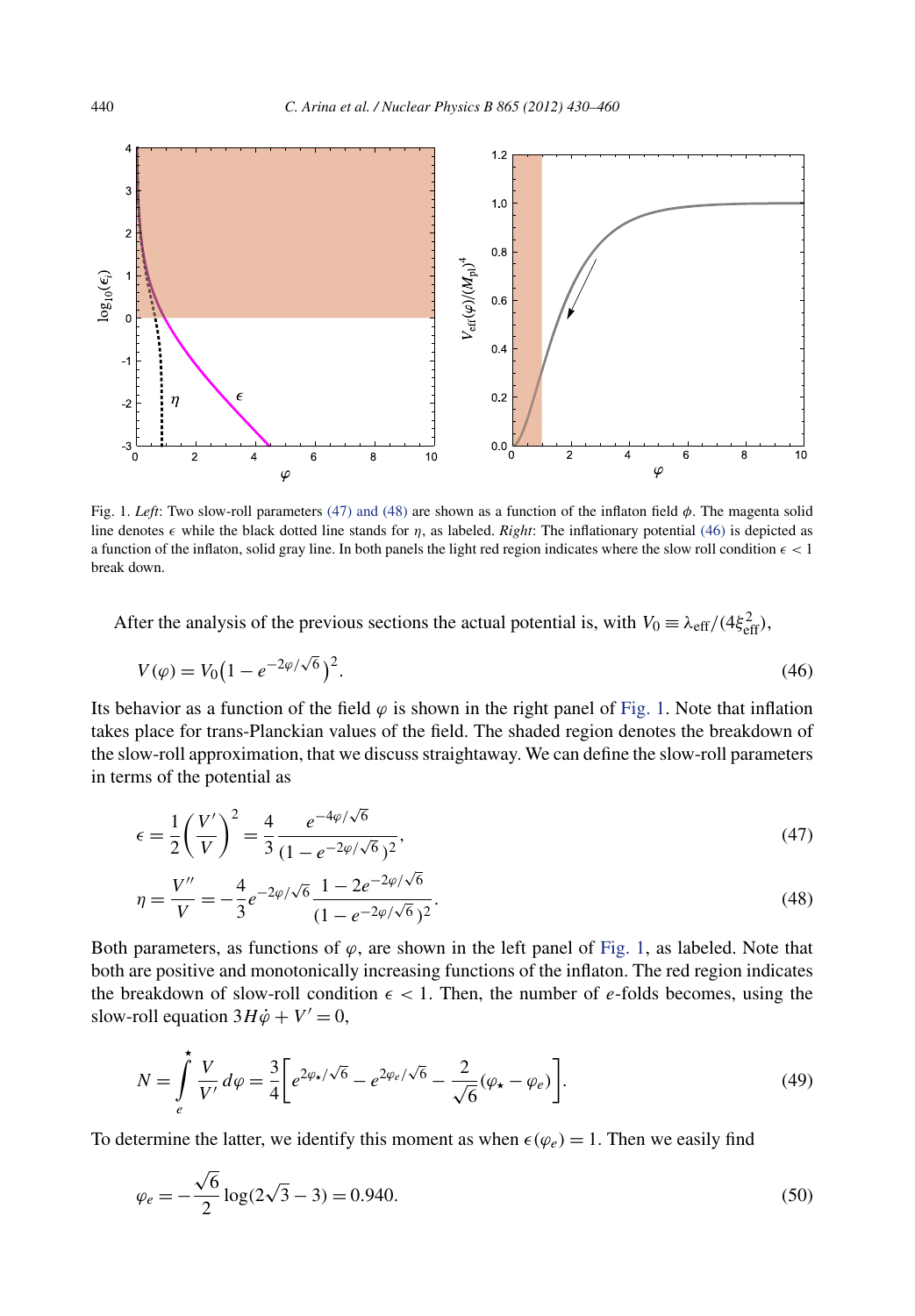4
3
2
1
0
-1
-2
-3
$\log_{10}(\epsilon_i)$
0
2
4
6
8
10
$\varphi$
$\eta$
$\epsilon$

1.2
1.0
0.8
0.6
0.4
0.2
0.0
$V_{\rm eff}(\varphi)/(M_{\rm pl})^4$
0
2
4
6
8
10
$\varphi$

Fig. 1. *Left*: Two slow-roll parameters (47) and (48) are shown as a function of the inflaton field $\phi$. The magenta solid line denotes $\epsilon$ while the black dotted line stands for $\eta$, as labeled. *Right*: The inflationary potential (46) is depicted as a function of the inflaton, solid gray line. In both panels the light red region indicates where the slow roll condition $\epsilon < 1$ break down.

After the analysis of the previous sections the actual potential is, with $V_0 \equiv \lambda_{\rm eff}/(4\xi_{\rm eff}^2)$,

$$V(\varphi) = V_0\big(1 - e^{-2\varphi/\sqrt{6}}\big)^2. \tag{46}$$

Its behavior as a function of the field $\varphi$ is shown in the right panel of Fig. 1. Note that inflation takes place for trans-Planckian values of the field. The shaded region denotes the breakdown of the slow-roll approximation, that we discuss straightaway. We can define the slow-roll parameters in terms of the potential as

$$\epsilon = \frac{1}{2}\left(\frac{V'}{V}\right)^2 = \frac{4}{3}\frac{e^{-4\varphi/\sqrt{6}}}{(1 - e^{-2\varphi/\sqrt{6}})^2}, \tag{47}$$

$$\eta = \frac{V''}{V} = -\frac{4}{3}e^{-2\varphi/\sqrt{6}}\frac{1 - 2e^{-2\varphi/\sqrt{6}}}{(1 - e^{-2\varphi/\sqrt{6}})^2}. \tag{48}$$

Both parameters, as functions of $\varphi$, are shown in the left panel of Fig. 1, as labeled. Note that both are positive and monotonically increasing functions of the inflaton. The red region indicates the breakdown of slow-roll condition $\epsilon < 1$. Then, the number of $e$-folds becomes, using the slow-roll equation $3H\dot{\varphi} + V' = 0$,

$$N = \int_e^\star \frac{V}{V'}\,d\varphi = \frac{3}{4}\left[e^{2\varphi_\star/\sqrt{6}} - e^{2\varphi_e/\sqrt{6}} - \frac{2}{\sqrt{6}}(\varphi_\star - \varphi_e)\right]. \tag{49}$$

To determine the latter, we identify this moment as when $\epsilon(\varphi_e) = 1$. Then we easily find

$$\varphi_e = -\frac{\sqrt{6}}{2}\log(2\sqrt{3} - 3) = 0.940. \tag{50}$$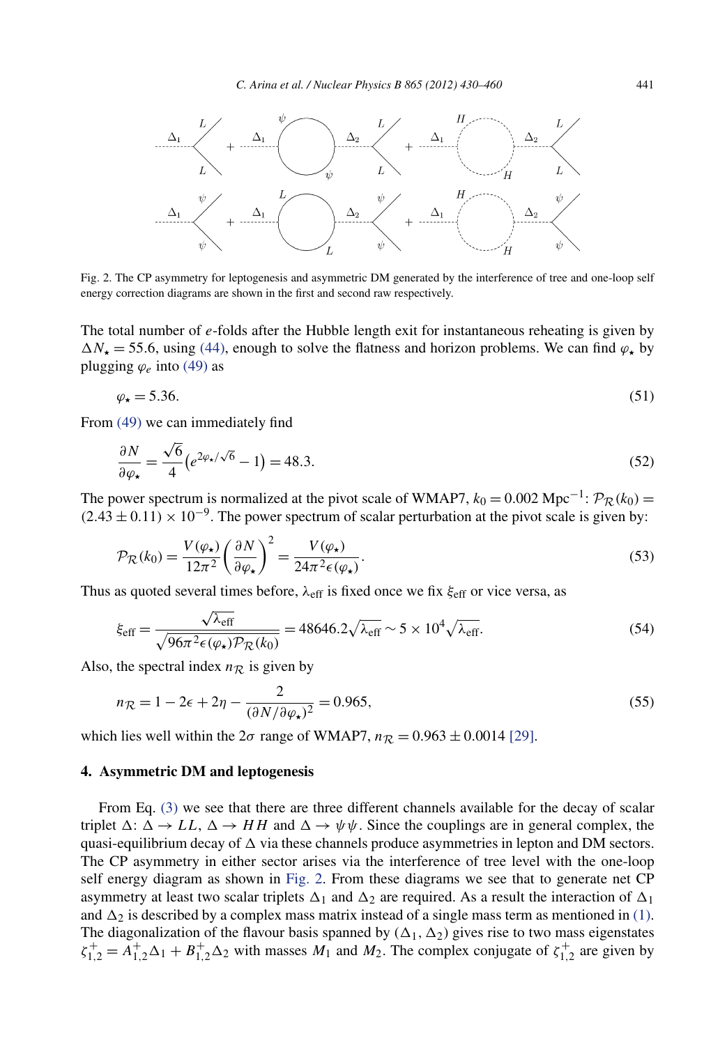Fig. 2. The CP asymmetry for leptogenesis and asymmetric DM generated by the interference of tree and one-loop self energy correction diagrams are shown in the first and second raw respectively.

The total number of $e$-folds after the Hubble length exit for instantaneous reheating is given by $\Delta N_\star = 55.6$, using (44), enough to solve the flatness and horizon problems. We can find $\varphi_\star$ by plugging $\varphi_e$ into (49) as

$$\varphi_\star = 5.36. \tag{51}$$

From (49) we can immediately find

$$\frac{\partial N}{\partial \varphi_\star} = \frac{\sqrt{6}}{4}\left(e^{2\varphi_\star/\sqrt{6}} - 1\right) = 48.3. \tag{52}$$

The power spectrum is normalized at the pivot scale of WMAP7, $k_0 = 0.002\ \mathrm{Mpc}^{-1}$: $\mathcal{P}_\mathcal{R}(k_0) = (2.43 \pm 0.11) \times 10^{-9}$. The power spectrum of scalar perturbation at the pivot scale is given by:

$$\mathcal{P}_\mathcal{R}(k_0) = \frac{V(\varphi_\star)}{12\pi^2}\left(\frac{\partial N}{\partial \varphi_\star}\right)^2 = \frac{V(\varphi_\star)}{24\pi^2 \epsilon(\varphi_\star)}. \tag{53}$$

Thus as quoted several times before, $\lambda_{\rm eff}$ is fixed once we fix $\xi_{\rm eff}$ or vice versa, as

$$\xi_{\rm eff} = \frac{\sqrt{\lambda_{\rm eff}}}{\sqrt{96\pi^2 \epsilon(\varphi_\star)\mathcal{P}_\mathcal{R}(k_0)}} = 48646.2\sqrt{\lambda_{\rm eff}} \sim 5 \times 10^4 \sqrt{\lambda_{\rm eff}}. \tag{54}$$

Also, the spectral index $n_\mathcal{R}$ is given by

$$n_\mathcal{R} = 1 - 2\epsilon + 2\eta - \frac{2}{(\partial N/\partial \varphi_\star)^2} = 0.965, \tag{55}$$

which lies well within the $2\sigma$ range of WMAP7, $n_\mathcal{R} = 0.963 \pm 0.0014$ [29].

## 4. Asymmetric DM and leptogenesis

From Eq. (3) we see that there are three different channels available for the decay of scalar triplet $\Delta$: $\Delta \to LL$, $\Delta \to HH$ and $\Delta \to \psi\psi$. Since the couplings are in general complex, the quasi-equilibrium decay of $\Delta$ via these channels produce asymmetries in lepton and DM sectors. The CP asymmetry in either sector arises via the interference of tree level with the one-loop self energy diagram as shown in Fig. 2. From these diagrams we see that to generate net CP asymmetry at least two scalar triplets $\Delta_1$ and $\Delta_2$ are required. As a result the interaction of $\Delta_1$ and $\Delta_2$ is described by a complex mass matrix instead of a single mass term as mentioned in (1). The diagonalization of the flavour basis spanned by $(\Delta_1, \Delta_2)$ gives rise to two mass eigenstates $\zeta_{1,2}^+ = A_{1,2}^+ \Delta_1 + B_{1,2}^+ \Delta_2$ with masses $M_1$ and $M_2$. The complex conjugate of $\zeta_{1,2}^+$ are given by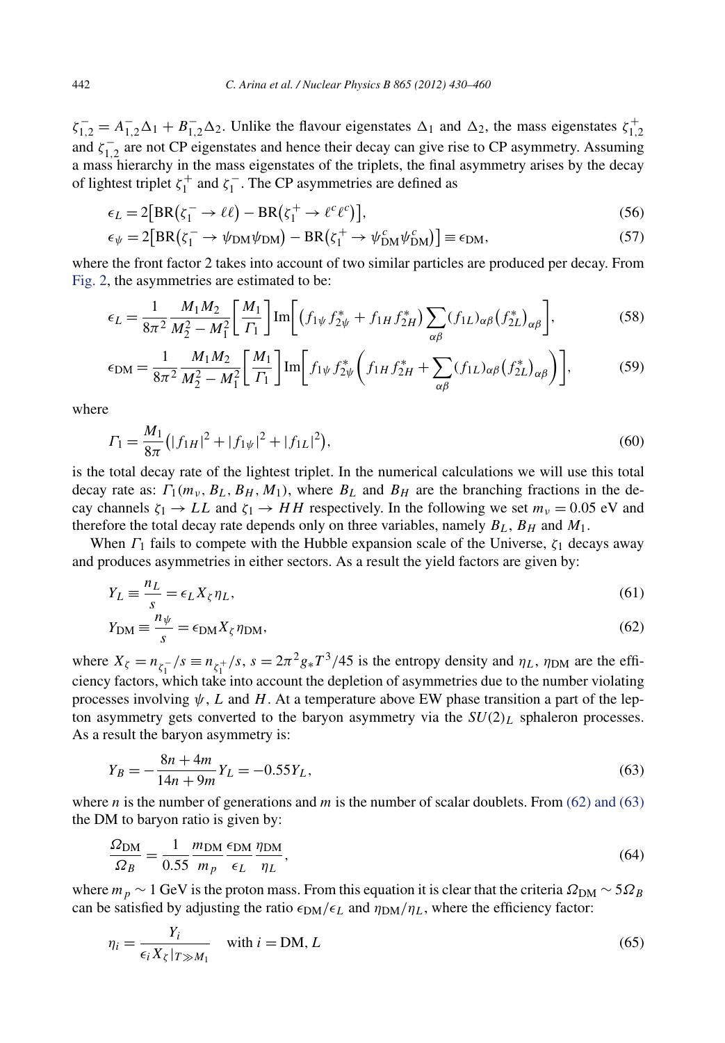$\zeta_{1,2}^- = A_{1,2}^- \Delta_1 + B_{1,2}^- \Delta_2$. Unlike the flavour eigenstates $\Delta_1$ and $\Delta_2$, the mass eigenstates $\zeta_{1,2}^+$ and $\zeta_{1,2}^-$ are not CP eigenstates and hence their decay can give rise to CP asymmetry. Assuming a mass hierarchy in the mass eigenstates of the triplets, the final asymmetry arises by the decay of lightest triplet $\zeta_1^+$ and $\zeta_1^-$. The CP asymmetries are defined as

$$\epsilon_L = 2\big[\mathrm{BR}\big(\zeta_1^- \to \ell\ell\big) - \mathrm{BR}\big(\zeta_1^+ \to \ell^c \ell^c\big)\big], \tag{56}$$

$$\epsilon_\psi = 2\big[\mathrm{BR}\big(\zeta_1^- \to \psi_{\mathrm{DM}}\psi_{\mathrm{DM}}\big) - \mathrm{BR}\big(\zeta_1^+ \to \psi_{\mathrm{DM}}^c \psi_{\mathrm{DM}}^c\big)\big] \equiv \epsilon_{\mathrm{DM}}, \tag{57}$$

where the front factor 2 takes into account of two similar particles are produced per decay. From Fig. 2, the asymmetries are estimated to be:

$$\epsilon_L = \frac{1}{8\pi^2}\frac{M_1 M_2}{M_2^2 - M_1^2}\left[\frac{M_1}{\Gamma_1}\right]\mathrm{Im}\left[\left(f_{1\psi} f_{2\psi}^* + f_{1H} f_{2H}^*\right)\sum_{\alpha\beta}(f_{1L})_{\alpha\beta}\left(f_{2L}^*\right)_{\alpha\beta}\right], \tag{58}$$

$$\epsilon_{\mathrm{DM}} = \frac{1}{8\pi^2}\frac{M_1 M_2}{M_2^2 - M_1^2}\left[\frac{M_1}{\Gamma_1}\right]\mathrm{Im}\left[f_{1\psi} f_{2\psi}^*\left(f_{1H} f_{2H}^* + \sum_{\alpha\beta}(f_{1L})_{\alpha\beta}\left(f_{2L}^*\right)_{\alpha\beta}\right)\right], \tag{59}$$

where

$$\Gamma_1 = \frac{M_1}{8\pi}\left(|f_{1H}|^2 + |f_{1\psi}|^2 + |f_{1L}|^2\right), \tag{60}$$

is the total decay rate of the lightest triplet. In the numerical calculations we will use this total decay rate as: $\Gamma_1(m_\nu, B_L, B_H, M_1)$, where $B_L$ and $B_H$ are the branching fractions in the decay channels $\zeta_1 \to LL$ and $\zeta_1 \to HH$ respectively. In the following we set $m_\nu = 0.05$ eV and therefore the total decay rate depends only on three variables, namely $B_L$, $B_H$ and $M_1$.

When $\Gamma_1$ fails to compete with the Hubble expansion scale of the Universe, $\zeta_1$ decays away and produces asymmetries in either sectors. As a result the yield factors are given by:

$$Y_L \equiv \frac{n_L}{s} = \epsilon_L X_\zeta \eta_L, \tag{61}$$

$$Y_{\mathrm{DM}} \equiv \frac{n_\psi}{s} = \epsilon_{\mathrm{DM}} X_\zeta \eta_{\mathrm{DM}}, \tag{62}$$

where $X_\zeta = n_{\zeta_1^-}/s \equiv n_{\zeta_1^+}/s$, $s = 2\pi^2 g_* T^3/45$ is the entropy density and $\eta_L$, $\eta_{\mathrm{DM}}$ are the efficiency factors, which take into account the depletion of asymmetries due to the number violating processes involving $\psi$, $L$ and $H$. At a temperature above EW phase transition a part of the lepton asymmetry gets converted to the baryon asymmetry via the $SU(2)_L$ sphaleron processes. As a result the baryon asymmetry is:

$$Y_B = -\frac{8n + 4m}{14n + 9m} Y_L = -0.55 Y_L, \tag{63}$$

where $n$ is the number of generations and $m$ is the number of scalar doublets. From (62) and (63) the DM to baryon ratio is given by:

$$\frac{\Omega_{\mathrm{DM}}}{\Omega_B} = \frac{1}{0.55}\frac{m_{\mathrm{DM}}}{m_p}\frac{\epsilon_{\mathrm{DM}}}{\epsilon_L}\frac{\eta_{\mathrm{DM}}}{\eta_L}, \tag{64}$$

where $m_p \sim 1$ GeV is the proton mass. From this equation it is clear that the criteria $\Omega_{\mathrm{DM}} \sim 5\Omega_B$ can be satisfied by adjusting the ratio $\epsilon_{\mathrm{DM}}/\epsilon_L$ and $\eta_{\mathrm{DM}}/\eta_L$, where the efficiency factor:

$$\eta_i = \frac{Y_i}{\epsilon_i X_\zeta|_{T \gg M_1}} \quad \text{with } i = \mathrm{DM}, L \tag{65}$$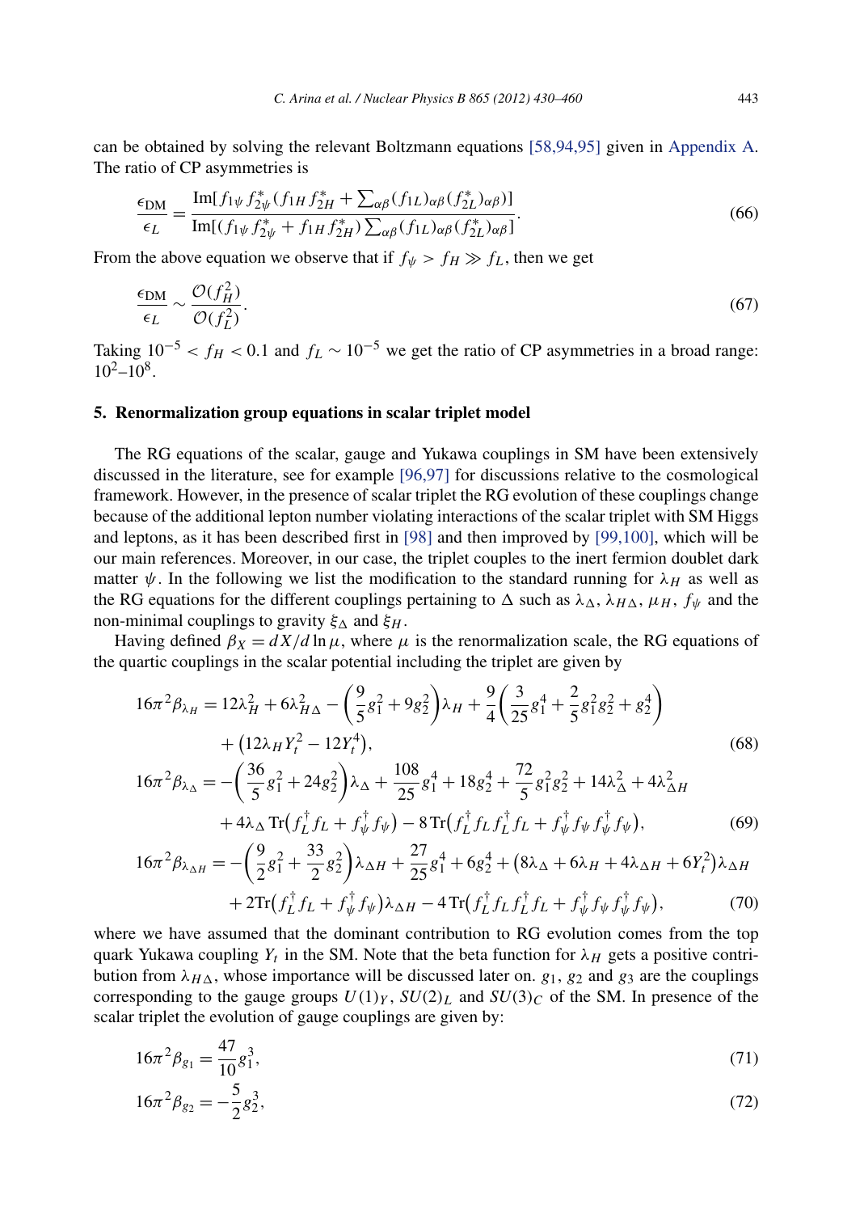can be obtained by solving the relevant Boltzmann equations [58,94,95] given in Appendix A. The ratio of CP asymmetries is

$$\frac{\epsilon_{\rm DM}}{\epsilon_L} = \frac{{\rm Im}[f_{1\psi} f_{2\psi}^* (f_{1H} f_{2H}^* + \sum_{\alpha\beta} (f_{1L})_{\alpha\beta} (f_{2L}^*)_{\alpha\beta})]}{{\rm Im}[(f_{1\psi} f_{2\psi}^* + f_{1H} f_{2H}^*) \sum_{\alpha\beta} (f_{1L})_{\alpha\beta} (f_{2L}^*)_{\alpha\beta}]}. \tag{66}$$

From the above equation we observe that if $f_\psi > f_H \gg f_L$, then we get

$$\frac{\epsilon_{\rm DM}}{\epsilon_L} \sim \frac{\mathcal{O}(f_H^2)}{\mathcal{O}(f_L^2)}. \tag{67}$$

Taking $10^{-5} < f_H < 0.1$ and $f_L \sim 10^{-5}$ we get the ratio of CP asymmetries in a broad range: $10^2$–$10^8$.

## 5. Renormalization group equations in scalar triplet model

The RG equations of the scalar, gauge and Yukawa couplings in SM have been extensively discussed in the literature, see for example [96,97] for discussions relative to the cosmological framework. However, in the presence of scalar triplet the RG evolution of these couplings change because of the additional lepton number violating interactions of the scalar triplet with SM Higgs and leptons, as it has been described first in [98] and then improved by [99,100], which will be our main references. Moreover, in our case, the triplet couples to the inert fermion doublet dark matter $\psi$. In the following we list the modification to the standard running for $\lambda_H$ as well as the RG equations for the different couplings pertaining to $\Delta$ such as $\lambda_\Delta$, $\lambda_{H\Delta}$, $\mu_H$, $f_\psi$ and the non-minimal couplings to gravity $\xi_\Delta$ and $\xi_H$.

Having defined $\beta_X = dX/d\ln\mu$, where $\mu$ is the renormalization scale, the RG equations of the quartic couplings in the scalar potential including the triplet are given by

$$16\pi^2 \beta_{\lambda_H} = 12\lambda_H^2 + 6\lambda_{H\Delta}^2 - \left(\frac{9}{5}g_1^2 + 9g_2^2\right)\lambda_H + \frac{9}{4}\left(\frac{3}{25}g_1^4 + \frac{2}{5}g_1^2 g_2^2 + g_2^4\right) + \left(12\lambda_H Y_t^2 - 12Y_t^4\right), \tag{68}$$

$$16\pi^2 \beta_{\lambda_\Delta} = -\left(\frac{36}{5}g_1^2 + 24g_2^2\right)\lambda_\Delta + \frac{108}{25}g_1^4 + 18g_2^4 + \frac{72}{5}g_1^2 g_2^2 + 14\lambda_\Delta^2 + 4\lambda_{\Delta H}^2 + 4\lambda_\Delta {\rm Tr}\left(f_L^\dagger f_L + f_\psi^\dagger f_\psi\right) - 8\,{\rm Tr}\left(f_L^\dagger f_L f_L^\dagger f_L + f_\psi^\dagger f_\psi f_\psi^\dagger f_\psi\right), \tag{69}$$

$$16\pi^2 \beta_{\lambda_{\Delta H}} = -\left(\frac{9}{2}g_1^2 + \frac{33}{2}g_2^2\right)\lambda_{\Delta H} + \frac{27}{25}g_1^4 + 6g_2^4 + \left(8\lambda_\Delta + 6\lambda_H + 4\lambda_{\Delta H} + 6Y_t^2\right)\lambda_{\Delta H} + 2{\rm Tr}\left(f_L^\dagger f_L + f_\psi^\dagger f_\psi\right)\lambda_{\Delta H} - 4\,{\rm Tr}\left(f_L^\dagger f_L f_L^\dagger f_L + f_\psi^\dagger f_\psi f_\psi^\dagger f_\psi\right), \tag{70}$$

where we have assumed that the dominant contribution to RG evolution comes from the top quark Yukawa coupling $Y_t$ in the SM. Note that the beta function for $\lambda_H$ gets a positive contribution from $\lambda_{H\Delta}$, whose importance will be discussed later on. $g_1$, $g_2$ and $g_3$ are the couplings corresponding to the gauge groups $U(1)_Y$, $SU(2)_L$ and $SU(3)_C$ of the SM. In presence of the scalar triplet the evolution of gauge couplings are given by:

$$16\pi^2 \beta_{g_1} = \frac{47}{10}g_1^3, \tag{71}$$

$$16\pi^2 \beta_{g_2} = -\frac{5}{2}g_2^3, \tag{72}$$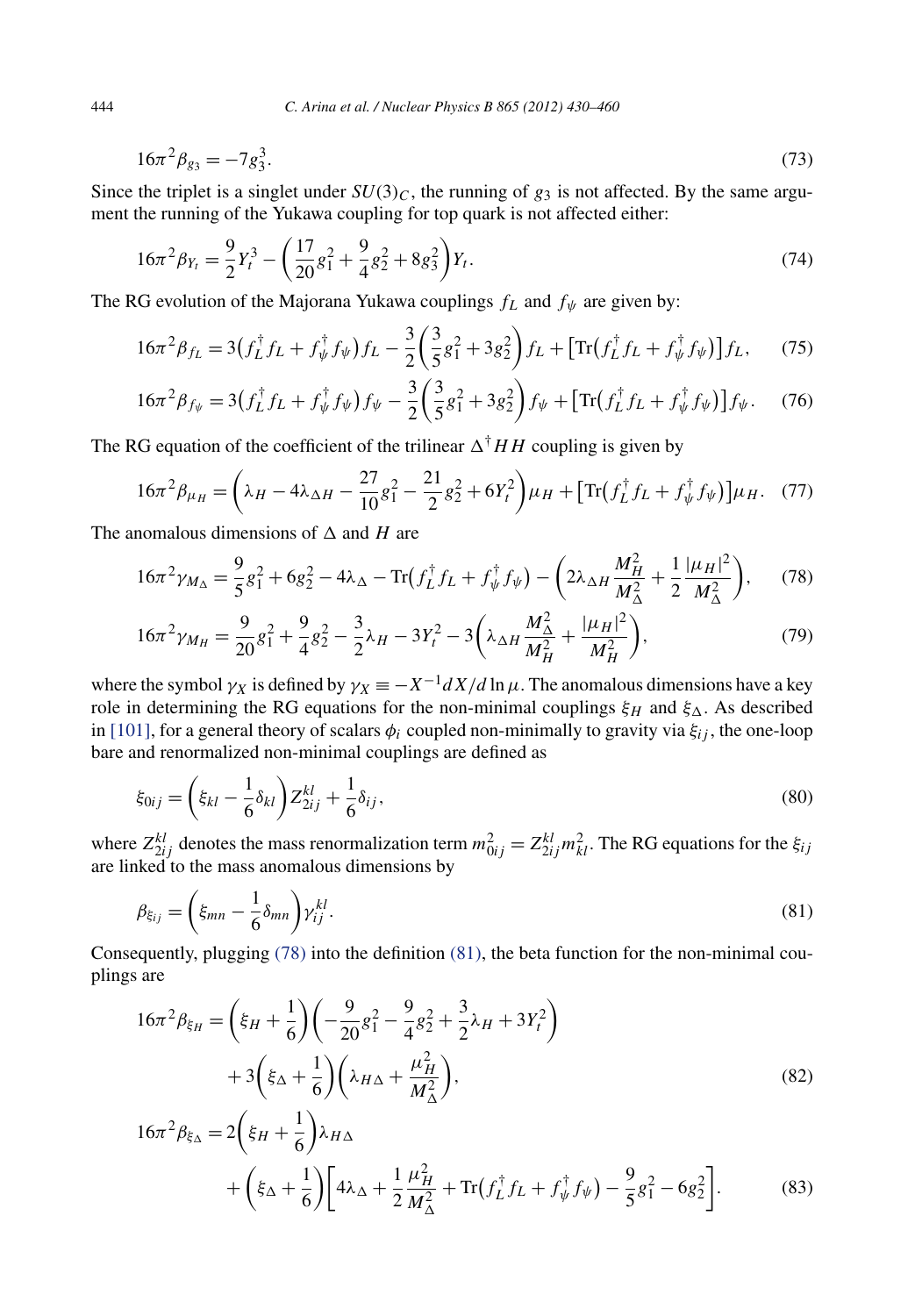$$16\pi^2 \beta_{g_3} = -7 g_3^3. \tag{73}$$

Since the triplet is a singlet under $SU(3)_C$, the running of $g_3$ is not affected. By the same argument the running of the Yukawa coupling for top quark is not affected either:

$$16\pi^2 \beta_{Y_t} = \frac{9}{2} Y_t^3 - \left(\frac{17}{20} g_1^2 + \frac{9}{4} g_2^2 + 8 g_3^2\right) Y_t. \tag{74}$$

The RG evolution of the Majorana Yukawa couplings $f_L$ and $f_\psi$ are given by:

$$16\pi^2 \beta_{f_L} = 3\left(f_L^\dagger f_L + f_\psi^\dagger f_\psi\right) f_L - \frac{3}{2}\left(\frac{3}{5} g_1^2 + 3 g_2^2\right) f_L + \left[\mathrm{Tr}\left(f_L^\dagger f_L + f_\psi^\dagger f_\psi\right)\right] f_L, \tag{75}$$

$$16\pi^2 \beta_{f_\psi} = 3\left(f_L^\dagger f_L + f_\psi^\dagger f_\psi\right) f_\psi - \frac{3}{2}\left(\frac{3}{5} g_1^2 + 3 g_2^2\right) f_\psi + \left[\mathrm{Tr}\left(f_L^\dagger f_L + f_\psi^\dagger f_\psi\right)\right] f_\psi. \tag{76}$$

The RG equation of the coefficient of the trilinear $\Delta^\dagger H H$ coupling is given by

$$16\pi^2 \beta_{\mu_H} = \left(\lambda_H - 4\lambda_{\Delta H} - \frac{27}{10} g_1^2 - \frac{21}{2} g_2^2 + 6 Y_t^2\right) \mu_H + \left[\mathrm{Tr}\left(f_L^\dagger f_L + f_\psi^\dagger f_\psi\right)\right] \mu_H. \tag{77}$$

The anomalous dimensions of $\Delta$ and $H$ are

$$16\pi^2 \gamma_{M_\Delta} = \frac{9}{5} g_1^2 + 6 g_2^2 - 4\lambda_\Delta - \mathrm{Tr}\left(f_L^\dagger f_L + f_\psi^\dagger f_\psi\right) - \left(2\lambda_{\Delta H} \frac{M_H^2}{M_\Delta^2} + \frac{1}{2} \frac{|\mu_H|^2}{M_\Delta^2}\right), \tag{78}$$

$$16\pi^2 \gamma_{M_H} = \frac{9}{20} g_1^2 + \frac{9}{4} g_2^2 - \frac{3}{2}\lambda_H - 3 Y_t^2 - 3\left(\lambda_{\Delta H} \frac{M_\Delta^2}{M_H^2} + \frac{|\mu_H|^2}{M_H^2}\right), \tag{79}$$

where the symbol $\gamma_X$ is defined by $\gamma_X \equiv -X^{-1} dX/d\ln\mu$. The anomalous dimensions have a key role in determining the RG equations for the non-minimal couplings $\xi_H$ and $\xi_\Delta$. As described in [101], for a general theory of scalars $\phi_i$ coupled non-minimally to gravity via $\xi_{ij}$, the one-loop bare and renormalized non-minimal couplings are defined as

$$\xi_{0ij} = \left(\xi_{kl} - \frac{1}{6}\delta_{kl}\right) Z_{2ij}^{kl} + \frac{1}{6}\delta_{ij}, \tag{80}$$

where $Z_{2ij}^{kl}$ denotes the mass renormalization term $m_{0ij}^2 = Z_{2ij}^{kl} m_{kl}^2$. The RG equations for the $\xi_{ij}$ are linked to the mass anomalous dimensions by

$$\beta_{\xi_{ij}} = \left(\xi_{mn} - \frac{1}{6}\delta_{mn}\right) \gamma_{ij}^{kl}. \tag{81}$$

Consequently, plugging (78) into the definition (81), the beta function for the non-minimal couplings are

$$\begin{aligned}16\pi^2 \beta_{\xi_H} &= \left(\xi_H + \frac{1}{6}\right)\left(-\frac{9}{20} g_1^2 - \frac{9}{4} g_2^2 + \frac{3}{2}\lambda_H + 3 Y_t^2\right) \\ &\quad + 3\left(\xi_\Delta + \frac{1}{6}\right)\left(\lambda_{H\Delta} + \frac{\mu_H^2}{M_\Delta^2}\right),\end{aligned} \tag{82}$$

$$\begin{aligned}16\pi^2 \beta_{\xi_\Delta} &= 2\left(\xi_H + \frac{1}{6}\right)\lambda_{H\Delta} \\ &\quad + \left(\xi_\Delta + \frac{1}{6}\right)\left[4\lambda_\Delta + \frac{1}{2}\frac{\mu_H^2}{M_\Delta^2} + \mathrm{Tr}\left(f_L^\dagger f_L + f_\psi^\dagger f_\psi\right) - \frac{9}{5} g_1^2 - 6 g_2^2\right].\end{aligned} \tag{83}$$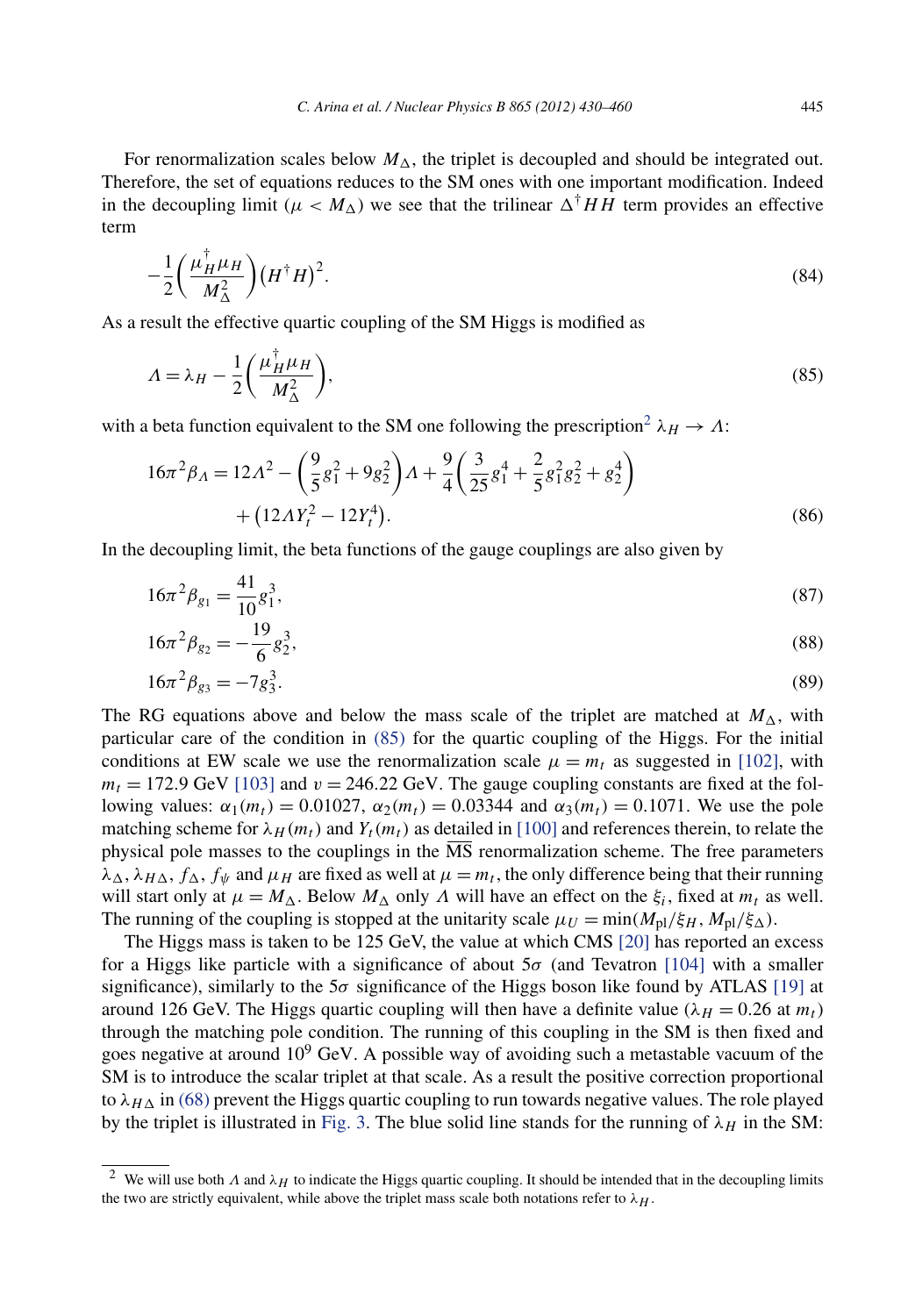For renormalization scales below $M_\Delta$, the triplet is decoupled and should be integrated out. Therefore, the set of equations reduces to the SM ones with one important modification. Indeed in the decoupling limit ($\mu < M_\Delta$) we see that the trilinear $\Delta^\dagger HH$ term provides an effective term

$$-\frac{1}{2}\left(\frac{\mu_H^\dagger \mu_H}{M_\Delta^2}\right)\left(H^\dagger H\right)^2. \tag{84}$$

As a result the effective quartic coupling of the SM Higgs is modified as

$$\Lambda = \lambda_H - \frac{1}{2}\left(\frac{\mu_H^\dagger \mu_H}{M_\Delta^2}\right), \tag{85}$$

with a beta function equivalent to the SM one following the prescription[2] $\lambda_H \to \Lambda$:

$$16\pi^2 \beta_\Lambda = 12\Lambda^2 - \left(\frac{9}{5}g_1^2 + 9g_2^2\right)\Lambda + \frac{9}{4}\left(\frac{3}{25}g_1^4 + \frac{2}{5}g_1^2 g_2^2 + g_2^4\right) + \left(12\Lambda Y_t^2 - 12Y_t^4\right). \tag{86}$$

In the decoupling limit, the beta functions of the gauge couplings are also given by

$$16\pi^2 \beta_{g_1} = \frac{41}{10}g_1^3, \tag{87}$$

$$16\pi^2 \beta_{g_2} = -\frac{19}{6}g_2^3, \tag{88}$$

$$16\pi^2 \beta_{g_3} = -7g_3^3. \tag{89}$$

The RG equations above and below the mass scale of the triplet are matched at $M_\Delta$, with particular care of the condition in (85) for the quartic coupling of the Higgs. For the initial conditions at EW scale we use the renormalization scale $\mu = m_t$ as suggested in [102], with $m_t = 172.9$ GeV [103] and $v = 246.22$ GeV. The gauge coupling constants are fixed at the following values: $\alpha_1(m_t) = 0.01027$, $\alpha_2(m_t) = 0.03344$ and $\alpha_3(m_t) = 0.1071$. We use the pole matching scheme for $\lambda_H(m_t)$ and $Y_t(m_t)$ as detailed in [100] and references therein, to relate the physical pole masses to the couplings in the $\overline{\text{MS}}$ renormalization scheme. The free parameters $\lambda_\Delta, \lambda_{H\Delta}, f_\Delta, f_\psi$ and $\mu_H$ are fixed as well at $\mu = m_t$, the only difference being that their running will start only at $\mu = M_\Delta$. Below $M_\Delta$ only $\Lambda$ will have an effect on the $\xi_i$, fixed at $m_t$ as well. The running of the coupling is stopped at the unitarity scale $\mu_U = \min(M_{\text{pl}}/\xi_H, M_{\text{pl}}/\xi_\Delta)$.

The Higgs mass is taken to be 125 GeV, the value at which CMS [20] has reported an excess for a Higgs like particle with a significance of about $5\sigma$ (and Tevatron [104] with a smaller significance), similarly to the $5\sigma$ significance of the Higgs boson like found by ATLAS [19] at around 126 GeV. The Higgs quartic coupling will then have a definite value ($\lambda_H = 0.26$ at $m_t$) through the matching pole condition. The running of this coupling in the SM is then fixed and goes negative at around $10^9$ GeV. A possible way of avoiding such a metastable vacuum of the SM is to introduce the scalar triplet at that scale. As a result the positive correction proportional to $\lambda_{H\Delta}$ in (68) prevent the Higgs quartic coupling to run towards negative values. The role played by the triplet is illustrated in Fig. 3. The blue solid line stands for the running of $\lambda_H$ in the SM:

[2] We will use both $\Lambda$ and $\lambda_H$ to indicate the Higgs quartic coupling. It should be intended that in the decoupling limits the two are strictly equivalent, while above the triplet mass scale both notations refer to $\lambda_H$.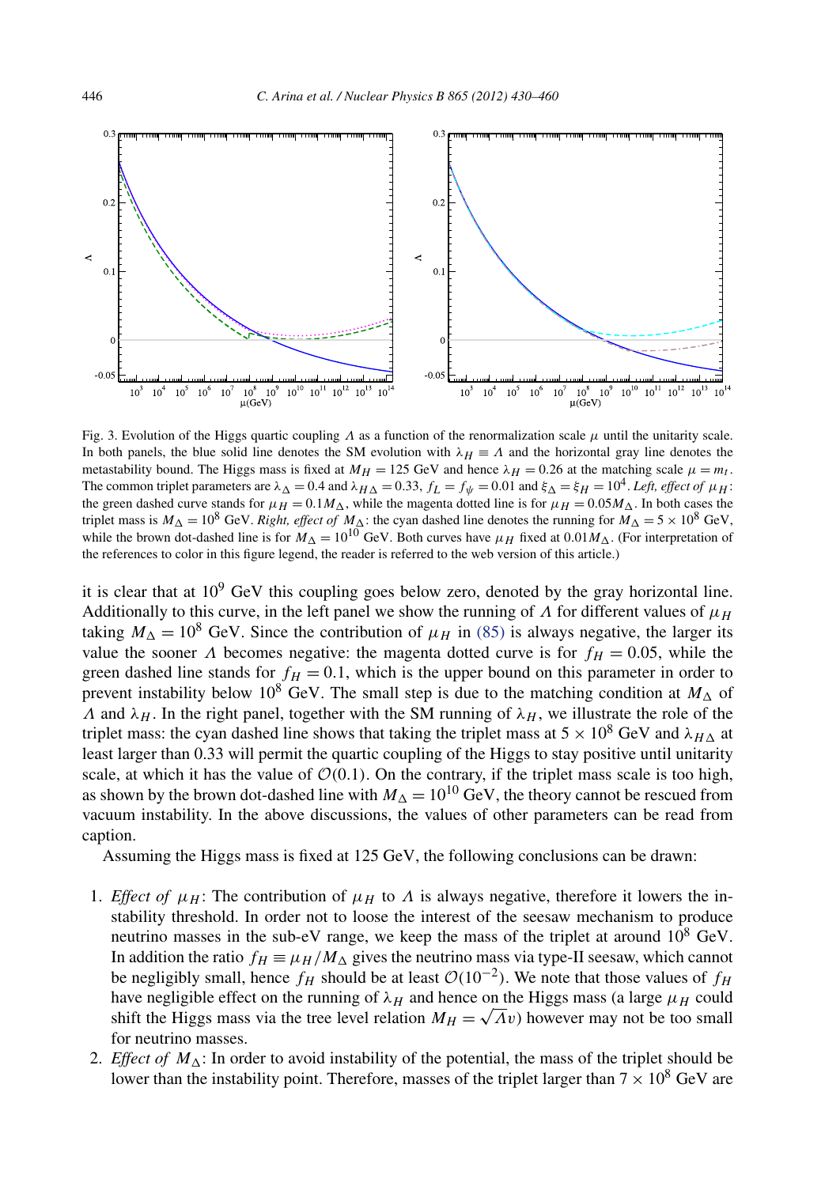0.3

0.2

$\Lambda$

0.1

0

-0.05

$10^3$ $10^4$ $10^5$ $10^6$ $10^7$ $10^8$ $10^9$ $10^{10}$ $10^{11}$ $10^{12}$ $10^{13}$ $10^{14}$

μ(GeV)

0.3

0.2

$\Lambda$

0.1

0

-0.05

$10^3$ $10^4$ $10^5$ $10^6$ $10^7$ $10^8$ $10^9$ $10^{10}$ $10^{11}$ $10^{12}$ $10^{13}$ $10^{14}$

μ(GeV)

Fig. 3. Evolution of the Higgs quartic coupling $\Lambda$ as a function of the renormalization scale $\mu$ until the unitarity scale. In both panels, the blue solid line denotes the SM evolution with $\lambda_H \equiv \Lambda$ and the horizontal gray line denotes the metastability bound. The Higgs mass is fixed at $M_H = 125$ GeV and hence $\lambda_H = 0.26$ at the matching scale $\mu = m_t$. The common triplet parameters are $\lambda_\Delta = 0.4$ and $\lambda_{H\Delta} = 0.33$, $f_L = f_\psi = 0.01$ and $\xi_\Delta = \xi_H = 10^4$. *Left, effect of* $\mu_H$: the green dashed curve stands for $\mu_H = 0.1 M_\Delta$, while the magenta dotted line is for $\mu_H = 0.05 M_\Delta$. In both cases the triplet mass is $M_\Delta = 10^8$ GeV. *Right, effect of* $M_\Delta$: the cyan dashed line denotes the running for $M_\Delta = 5 \times 10^8$ GeV, while the brown dot-dashed line is for $M_\Delta = 10^{10}$ GeV. Both curves have $\mu_H$ fixed at $0.01 M_\Delta$. (For interpretation of the references to color in this figure legend, the reader is referred to the web version of this article.)

it is clear that at $10^9$ GeV this coupling goes below zero, denoted by the gray horizontal line. Additionally to this curve, in the left panel we show the running of $\Lambda$ for different values of $\mu_H$ taking $M_\Delta = 10^8$ GeV. Since the contribution of $\mu_H$ in (85) is always negative, the larger its value the sooner $\Lambda$ becomes negative: the magenta dotted curve is for $f_H = 0.05$, while the green dashed line stands for $f_H = 0.1$, which is the upper bound on this parameter in order to prevent instability below $10^8$ GeV. The small step is due to the matching condition at $M_\Delta$ of $\Lambda$ and $\lambda_H$. In the right panel, together with the SM running of $\lambda_H$, we illustrate the role of the triplet mass: the cyan dashed line shows that taking the triplet mass at $5 \times 10^8$ GeV and $\lambda_{H\Delta}$ at least larger than 0.33 will permit the quartic coupling of the Higgs to stay positive until unitarity scale, at which it has the value of $\mathcal{O}(0.1)$. On the contrary, if the triplet mass scale is too high, as shown by the brown dot-dashed line with $M_\Delta = 10^{10}$ GeV, the theory cannot be rescued from vacuum instability. In the above discussions, the values of other parameters can be read from caption.

Assuming the Higgs mass is fixed at 125 GeV, the following conclusions can be drawn:

1. *Effect of* $\mu_H$: The contribution of $\mu_H$ to $\Lambda$ is always negative, therefore it lowers the instability threshold. In order not to loose the interest of the seesaw mechanism to produce neutrino masses in the sub-eV range, we keep the mass of the triplet at around $10^8$ GeV. In addition the ratio $f_H \equiv \mu_H / M_\Delta$ gives the neutrino mass via type-II seesaw, which cannot be negligibly small, hence $f_H$ should be at least $\mathcal{O}(10^{-2})$. We note that those values of $f_H$ have negligible effect on the running of $\lambda_H$ and hence on the Higgs mass (a large $\mu_H$ could shift the Higgs mass via the tree level relation $M_H = \sqrt{\Lambda} v$) however may not be too small for neutrino masses.
2. *Effect of* $M_\Delta$: In order to avoid instability of the potential, the mass of the triplet should be lower than the instability point. Therefore, masses of the triplet larger than $7 \times 10^8$ GeV are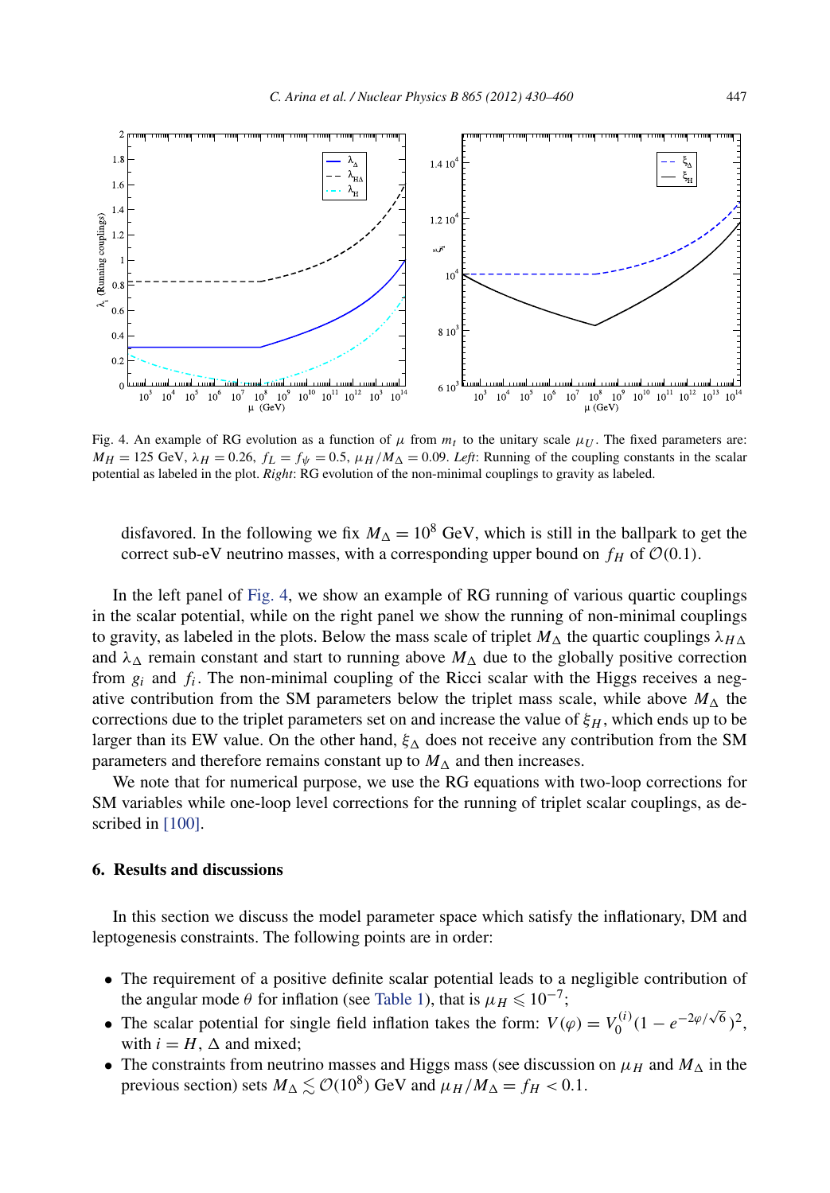Left panel:

$\lambda_i$ (Running couplings)

2
1.8
1.6
1.4
1.2
1
0.8
0.6
0.4
0.2
0

$10^3$ $10^4$ $10^5$ $10^6$ $10^7$ $10^8$ $10^9$ $10^{10}$ $10^{11}$ $10^{12}$ $10^{13}$ $10^{14}$

$\mu$ (GeV)

$\lambda_\Delta$
$\lambda_{H\Delta}$
$\lambda_H$

Right panel:

$\xi_i$

$1.4\ 10^4$
$1.2\ 10^4$
$10^4$
$8\ 10^3$
$6\ 10^3$

$10^3$ $10^4$ $10^5$ $10^6$ $10^7$ $10^8$ $10^9$ $10^{10}$ $10^{11}$ $10^{12}$ $10^{13}$ $10^{14}$

$\mu$ (GeV)

$\xi_\Delta$
$\xi_H$

Fig. 4. An example of RG evolution as a function of $\mu$ from $m_t$ to the unitary scale $\mu_U$. The fixed parameters are: $M_H = 125$ GeV, $\lambda_H = 0.26$, $f_L = f_\psi = 0.5$, $\mu_H/M_\Delta = 0.09$. *Left*: Running of the coupling constants in the scalar potential as labeled in the plot. *Right*: RG evolution of the non-minimal couplings to gravity as labeled.

disfavored. In the following we fix $M_\Delta = 10^8$ GeV, which is still in the ballpark to get the correct sub-eV neutrino masses, with a corresponding upper bound on $f_H$ of $\mathcal{O}(0.1)$.

In the left panel of Fig. 4, we show an example of RG running of various quartic couplings in the scalar potential, while on the right panel we show the running of non-minimal couplings to gravity, as labeled in the plots. Below the mass scale of triplet $M_\Delta$ the quartic couplings $\lambda_{H\Delta}$ and $\lambda_\Delta$ remain constant and start to running above $M_\Delta$ due to the globally positive correction from $g_i$ and $f_i$. The non-minimal coupling of the Ricci scalar with the Higgs receives a negative contribution from the SM parameters below the triplet mass scale, while above $M_\Delta$ the corrections due to the triplet parameters set on and increase the value of $\xi_H$, which ends up to be larger than its EW value. On the other hand, $\xi_\Delta$ does not receive any contribution from the SM parameters and therefore remains constant up to $M_\Delta$ and then increases.

We note that for numerical purpose, we use the RG equations with two-loop corrections for SM variables while one-loop level corrections for the running of triplet scalar couplings, as described in [100].

## 6. Results and discussions

In this section we discuss the model parameter space which satisfy the inflationary, DM and leptogenesis constraints. The following points are in order:

- The requirement of a positive definite scalar potential leads to a negligible contribution of the angular mode $\theta$ for inflation (see Table 1), that is $\mu_H \leqslant 10^{-7}$;
- The scalar potential for single field inflation takes the form: $V(\varphi) = V_0^{(i)}(1 - e^{-2\varphi/\sqrt{6}})^2$, with $i = H, \Delta$ and mixed;
- The constraints from neutrino masses and Higgs mass (see discussion on $\mu_H$ and $M_\Delta$ in the previous section) sets $M_\Delta \lesssim \mathcal{O}(10^8)$ GeV and $\mu_H/M_\Delta = f_H < 0.1$.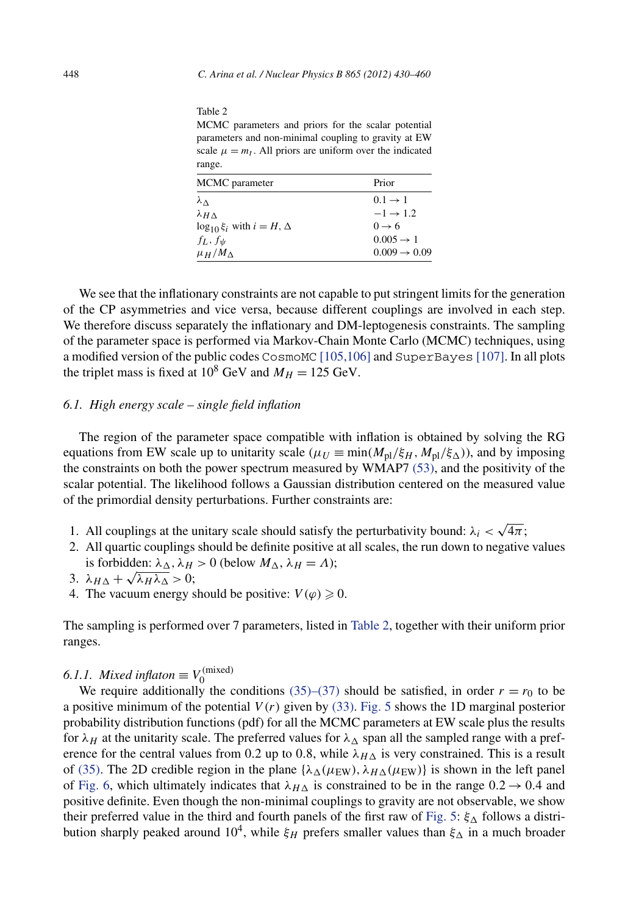Table 2
MCMC parameters and priors for the scalar potential parameters and non-minimal coupling to gravity at EW scale $\mu = m_t$. All priors are uniform over the indicated range.

| MCMC parameter | Prior |
|---|---|
| $\lambda_\Delta$ | $0.1 \to 1$ |
| $\lambda_{H\Delta}$ | $-1 \to 1.2$ |
| $\log_{10} \xi_i$ with $i = H, \Delta$ | $0 \to 6$ |
| $f_L$, $f_\psi$ | $0.005 \to 1$ |
| $\mu_H / M_\Delta$ | $0.009 \to 0.09$ |

We see that the inflationary constraints are not capable to put stringent limits for the generation of the CP asymmetries and vice versa, because different couplings are involved in each step. We therefore discuss separately the inflationary and DM-leptogenesis constraints. The sampling of the parameter space is performed via Markov-Chain Monte Carlo (MCMC) techniques, using a modified version of the public codes CosmoMC [105,106] and SuperBayes [107]. In all plots the triplet mass is fixed at $10^8$ GeV and $M_H = 125$ GeV.

### 6.1. High energy scale – single field inflation

The region of the parameter space compatible with inflation is obtained by solving the RG equations from EW scale up to unitarity scale ($\mu_U \equiv \min(M_{\rm pl}/\xi_H, M_{\rm pl}/\xi_\Delta)$), and by imposing the constraints on both the power spectrum measured by WMAP7 (53), and the positivity of the scalar potential. The likelihood follows a Gaussian distribution centered on the measured value of the primordial density perturbations. Further constraints are:

1. All couplings at the unitary scale should satisfy the perturbativity bound: $\lambda_i < \sqrt{4\pi}$;
2. All quartic couplings should be definite positive at all scales, the run down to negative values is forbidden: $\lambda_\Delta, \lambda_H > 0$ (below $M_\Delta$, $\lambda_H = \Lambda$);
3. $\lambda_{H\Delta} + \sqrt{\lambda_H \lambda_\Delta} > 0$;
4. The vacuum energy should be positive: $V(\varphi) \geqslant 0$.

The sampling is performed over 7 parameters, listed in Table 2, together with their uniform prior ranges.

#### 6.1.1. Mixed inflaton $\equiv V_0^{(\rm mixed)}$

We require additionally the conditions (35)–(37) should be satisfied, in order $r = r_0$ to be a positive minimum of the potential $V(r)$ given by (33). Fig. 5 shows the 1D marginal posterior probability distribution functions (pdf) for all the MCMC parameters at EW scale plus the results for $\lambda_H$ at the unitarity scale. The preferred values for $\lambda_\Delta$ span all the sampled range with a preference for the central values from 0.2 up to 0.8, while $\lambda_{H\Delta}$ is very constrained. This is a result of (35). The 2D credible region in the plane $\{\lambda_\Delta(\mu_{\rm EW}), \lambda_{H\Delta}(\mu_{\rm EW})\}$ is shown in the left panel of Fig. 6, which ultimately indicates that $\lambda_{H\Delta}$ is constrained to be in the range $0.2 \to 0.4$ and positive definite. Even though the non-minimal couplings to gravity are not observable, we show their preferred value in the third and fourth panels of the first raw of Fig. 5: $\xi_\Delta$ follows a distribution sharply peaked around $10^4$, while $\xi_H$ prefers smaller values than $\xi_\Delta$ in a much broader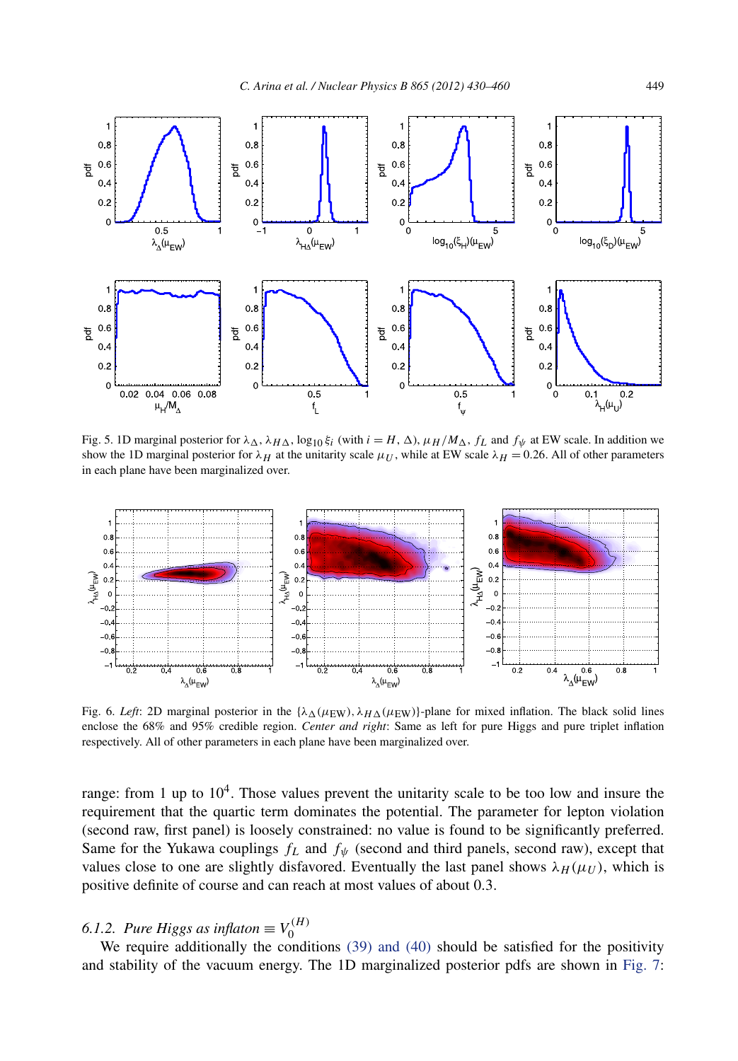Fig. 5. 1D marginal posterior for $\lambda_\Delta$, $\lambda_{H\Delta}$, $\log_{10}\xi_i$ (with $i = H, \Delta$), $\mu_H/M_\Delta$, $f_L$ and $f_\psi$ at EW scale. In addition we show the 1D marginal posterior for $\lambda_H$ at the unitarity scale $\mu_U$, while at EW scale $\lambda_H = 0.26$. All of other parameters in each plane have been marginalized over.

Fig. 6. *Left*: 2D marginal posterior in the $\{\lambda_\Delta(\mu_{\rm EW}), \lambda_{H\Delta}(\mu_{\rm EW})\}$-plane for mixed inflation. The black solid lines enclose the 68% and 95% credible region. *Center and right*: Same as left for pure Higgs and pure triplet inflation respectively. All of other parameters in each plane have been marginalized over.

range: from 1 up to $10^4$. Those values prevent the unitarity scale to be too low and insure the requirement that the quartic term dominates the potential. The parameter for lepton violation (second raw, first panel) is loosely constrained: no value is found to be significantly preferred. Same for the Yukawa couplings $f_L$ and $f_\psi$ (second and third panels, second raw), except that values close to one are slightly disfavored. Eventually the last panel shows $\lambda_H(\mu_U)$, which is positive definite of course and can reach at most values of about 0.3.

### 6.1.2. Pure Higgs as inflaton $\equiv V_0^{(H)}$

We require additionally the conditions (39) and (40) should be satisfied for the positivity and stability of the vacuum energy. The 1D marginalized posterior pdfs are shown in Fig. 7: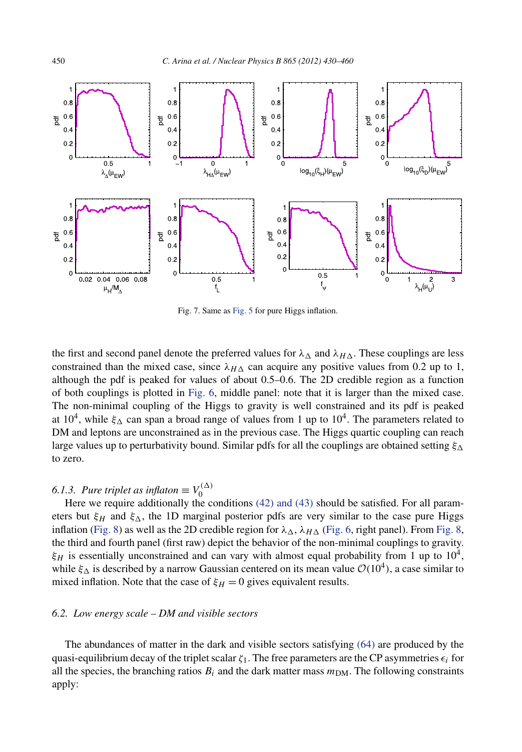pdf
1
0.8
0.6
0.4
0.2
0
0.5
1
$\lambda_\Delta(\mu_{EW})$

pdf
1
0.8
0.6
0.4
0.2
0
−1
0
1
$\lambda_{H\Delta}(\mu_{EW})$

pdf
1
0.8
0.6
0.4
0.2
0
0
5
$\log_{10}(\xi_H)(\mu_{EW})$

pdf
1
0.8
0.6
0.4
0.2
0
0
5
$\log_{10}(\xi_D)(\mu_{EW})$

pdf
1
0.8
0.6
0.4
0.2
0
0.02
0.04
0.06
0.08
$\mu_H/M_\Delta$

pdf
1
0.8
0.6
0.4
0.2
0
0.5
1
$f_L$

pdf
1
0.8
0.6
0.4
0.2
0
0.5
1
$f_\psi$

pdf
1
0.8
0.6
0.4
0.2
0
0
1
2
3
$\lambda_H(\mu_U)$

Fig. 7. Same as Fig. 5 for pure Higgs inflation.

the first and second panel denote the preferred values for $\lambda_\Delta$ and $\lambda_{H\Delta}$. These couplings are less constrained than the mixed case, since $\lambda_{H\Delta}$ can acquire any positive values from 0.2 up to 1, although the pdf is peaked for values of about 0.5–0.6. The 2D credible region as a function of both couplings is plotted in Fig. 6, middle panel: note that it is larger than the mixed case. The non-minimal coupling of the Higgs to gravity is well constrained and its pdf is peaked at $10^4$, while $\xi_\Delta$ can span a broad range of values from 1 up to $10^4$. The parameters related to DM and leptons are unconstrained as in the previous case. The Higgs quartic coupling can reach large values up to perturbativity bound. Similar pdfs for all the couplings are obtained setting $\xi_\Delta$ to zero.

### 6.1.3. *Pure triplet as inflaton* $\equiv V_0^{(\Delta)}$

Here we require additionally the conditions (42) and (43) should be satisfied. For all parameters but $\xi_H$ and $\xi_\Delta$, the 1D marginal posterior pdfs are very similar to the case pure Higgs inflation (Fig. 8) as well as the 2D credible region for $\lambda_\Delta$, $\lambda_{H\Delta}$ (Fig. 6, right panel). From Fig. 8, the third and fourth panel (first raw) depict the behavior of the non-minimal couplings to gravity. $\xi_H$ is essentially unconstrained and can vary with almost equal probability from 1 up to $10^4$, while $\xi_\Delta$ is described by a narrow Gaussian centered on its mean value $\mathcal{O}(10^4)$, a case similar to mixed inflation. Note that the case of $\xi_H = 0$ gives equivalent results.

## 6.2. *Low energy scale – DM and visible sectors*

The abundances of matter in the dark and visible sectors satisfying (64) are produced by the quasi-equilibrium decay of the triplet scalar $\zeta_1$. The free parameters are the CP asymmetries $\epsilon_i$ for all the species, the branching ratios $B_i$ and the dark matter mass $m_{DM}$. The following constraints apply: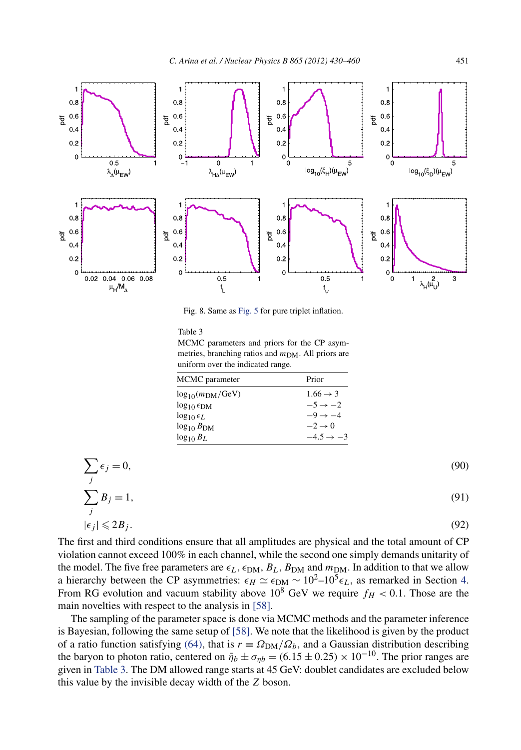pdf

1

0.8

0.6

0.4

0.2

0

0.5

1

$\lambda_\Delta(\mu_{EW})$

pdf

1

0.8

0.6

0.4

0.2

0

−1

0

1

$\lambda_{H\Delta}(\mu_{EW})$

pdf

1

0.8

0.6

0.4

0.2

0

0

5

$\log_{10}(\xi_H)(\mu_{EW})$

pdf

1

0.8

0.6

0.4

0.2

0

0

5

$\log_{10}(\xi_D)(\mu_{EW})$

pdf

1

0.8

0.6

0.4

0.2

0

0.02 0.04 0.06 0.08

$\mu_H/M_\Delta$

pdf

1

0.8

0.6

0.4

0.2

0

0.5

1

$f_L$

pdf

1

0.8

0.6

0.4

0.2

0

0.5

1

$f_\psi$

pdf

1

0.8

0.6

0.4

0.2

0

0

1

2

3

$\lambda_H(\mu_U)$

Fig. 8. Same as Fig. 5 for pure triplet inflation.

Table 3
MCMC parameters and priors for the CP asymmetries, branching ratios and $m_{\rm DM}$. All priors are uniform over the indicated range.

| MCMC parameter | Prior |
|---|---|
| $\log_{10}(m_{\rm DM}/{\rm GeV})$ | $1.66 \to 3$ |
| $\log_{10}\epsilon_{\rm DM}$ | $-5 \to -2$ |
| $\log_{10}\epsilon_L$ | $-9 \to -4$ |
| $\log_{10} B_{\rm DM}$ | $-2 \to 0$ |
| $\log_{10} B_L$ | $-4.5 \to -3$ |

$$\sum_j \epsilon_j = 0, \tag{90}$$

$$\sum_j B_j = 1, \tag{91}$$

$$|\epsilon_j| \leqslant 2B_j. \tag{92}$$

The first and third conditions ensure that all amplitudes are physical and the total amount of CP violation cannot exceed 100% in each channel, while the second one simply demands unitarity of the model. The five free parameters are $\epsilon_L$, $\epsilon_{\rm DM}$, $B_L$, $B_{\rm DM}$ and $m_{\rm DM}$. In addition to that we allow a hierarchy between the CP asymmetries: $\epsilon_H \simeq \epsilon_{\rm DM} \sim 10^2$–$10^5\epsilon_L$, as remarked in Section 4. From RG evolution and vacuum stability above $10^8$ GeV we require $f_H < 0.1$. Those are the main novelties with respect to the analysis in [58].

The sampling of the parameter space is done via MCMC methods and the parameter inference is Bayesian, following the same setup of [58]. We note that the likelihood is given by the product of a ratio function satisfying (64), that is $r \equiv \Omega_{\rm DM}/\Omega_b$, and a Gaussian distribution describing the baryon to photon ratio, centered on $\bar{\eta}_b \pm \sigma_{\eta b} = (6.15 \pm 0.25) \times 10^{-10}$. The prior ranges are given in Table 3. The DM allowed range starts at 45 GeV: doublet candidates are excluded below this value by the invisible decay width of the $Z$ boson.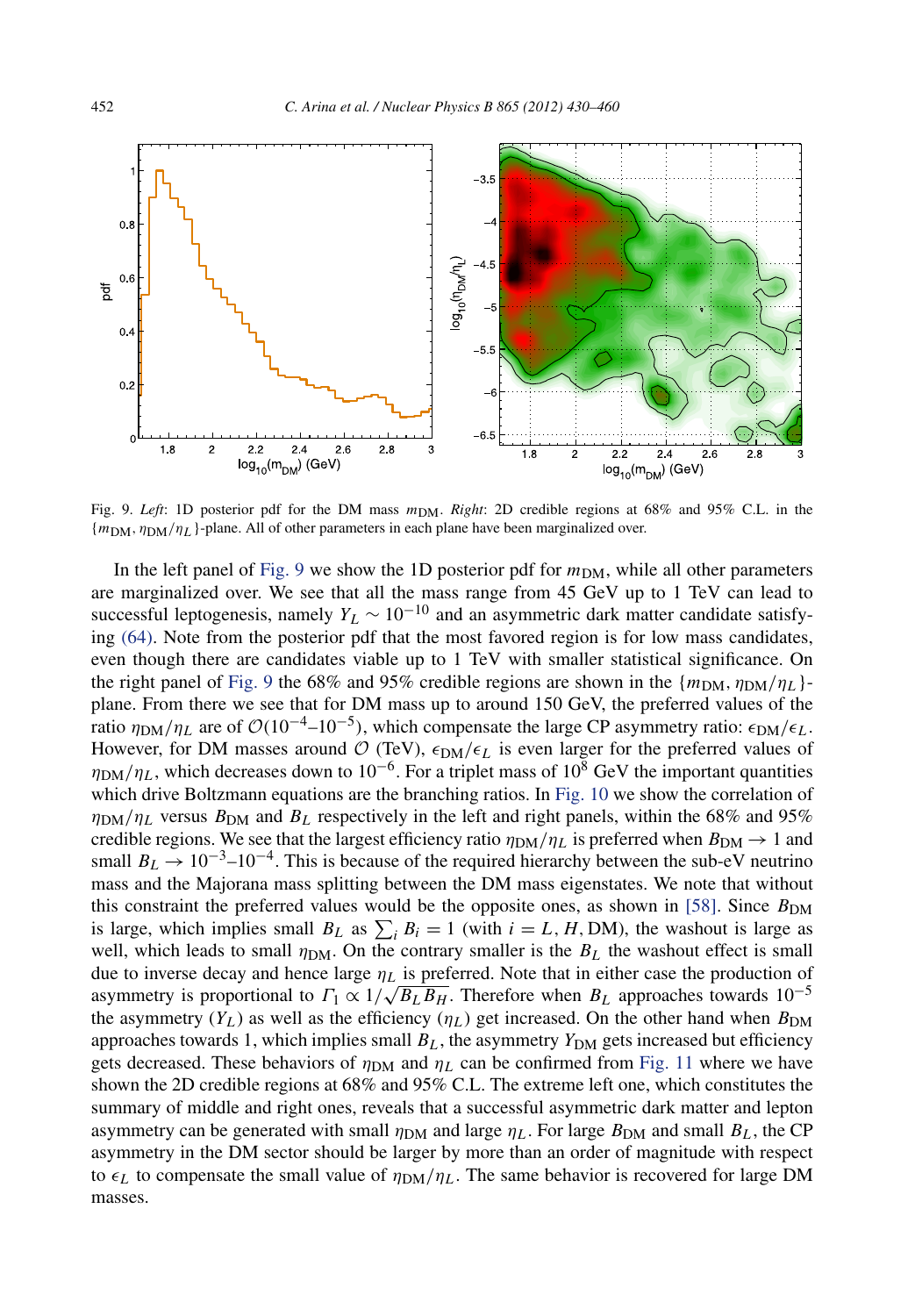1
0.8
0.6
0.4
0.2
0
pdf
1.8
2
2.2
2.4
2.6
2.8
3
$\log_{10}(m_{DM})$ (GeV)

−3.5
−4
−4.5
−5
−5.5
−6
−6.5
$\log_{10}(\eta_{DM}/\eta_L)$
1.8
2
2.2
2.4
2.6
2.8
3
$\log_{10}(m_{DM})$ (GeV)

Fig. 9. *Left*: 1D posterior pdf for the DM mass $m_{\rm DM}$. *Right*: 2D credible regions at 68% and 95% C.L. in the $\{m_{\rm DM}, \eta_{\rm DM}/\eta_L\}$-plane. All of other parameters in each plane have been marginalized over.

In the left panel of Fig. 9 we show the 1D posterior pdf for $m_{\rm DM}$, while all other parameters are marginalized over. We see that all the mass range from 45 GeV up to 1 TeV can lead to successful leptogenesis, namely $Y_L \sim 10^{-10}$ and an asymmetric dark matter candidate satisfying (64). Note from the posterior pdf that the most favored region is for low mass candidates, even though there are candidates viable up to 1 TeV with smaller statistical significance. On the right panel of Fig. 9 the 68% and 95% credible regions are shown in the $\{m_{\rm DM}, \eta_{\rm DM}/\eta_L\}$-plane. From there we see that for DM mass up to around 150 GeV, the preferred values of the ratio $\eta_{\rm DM}/\eta_L$ are of $\mathcal{O}(10^{-4}$–$10^{-5})$, which compensate the large CP asymmetry ratio: $\epsilon_{\rm DM}/\epsilon_L$. However, for DM masses around $\mathcal{O}$ (TeV), $\epsilon_{\rm DM}/\epsilon_L$ is even larger for the preferred values of $\eta_{\rm DM}/\eta_L$, which decreases down to $10^{-6}$. For a triplet mass of $10^8$ GeV the important quantities which drive Boltzmann equations are the branching ratios. In Fig. 10 we show the correlation of $\eta_{\rm DM}/\eta_L$ versus $B_{\rm DM}$ and $B_L$ respectively in the left and right panels, within the 68% and 95% credible regions. We see that the largest efficiency ratio $\eta_{\rm DM}/\eta_L$ is preferred when $B_{\rm DM} \to 1$ and small $B_L \to 10^{-3}$–$10^{-4}$. This is because of the required hierarchy between the sub-eV neutrino mass and the Majorana mass splitting between the DM mass eigenstates. We note that without this constraint the preferred values would be the opposite ones, as shown in [58]. Since $B_{\rm DM}$ is large, which implies small $B_L$ as $\sum_i B_i = 1$ (with $i = L, H, {\rm DM}$), the washout is large as well, which leads to small $\eta_{\rm DM}$. On the contrary smaller is the $B_L$ the washout effect is small due to inverse decay and hence large $\eta_L$ is preferred. Note that in either case the production of asymmetry is proportional to $\Gamma_1 \propto 1/\sqrt{B_L B_H}$. Therefore when $B_L$ approaches towards $10^{-5}$ the asymmetry ($Y_L$) as well as the efficiency ($\eta_L$) get increased. On the other hand when $B_{\rm DM}$ approaches towards 1, which implies small $B_L$, the asymmetry $Y_{\rm DM}$ gets increased but efficiency gets decreased. These behaviors of $\eta_{\rm DM}$ and $\eta_L$ can be confirmed from Fig. 11 where we have shown the 2D credible regions at 68% and 95% C.L. The extreme left one, which constitutes the summary of middle and right ones, reveals that a successful asymmetric dark matter and lepton asymmetry can be generated with small $\eta_{\rm DM}$ and large $\eta_L$. For large $B_{\rm DM}$ and small $B_L$, the CP asymmetry in the DM sector should be larger by more than an order of magnitude with respect to $\epsilon_L$ to compensate the small value of $\eta_{\rm DM}/\eta_L$. The same behavior is recovered for large DM masses.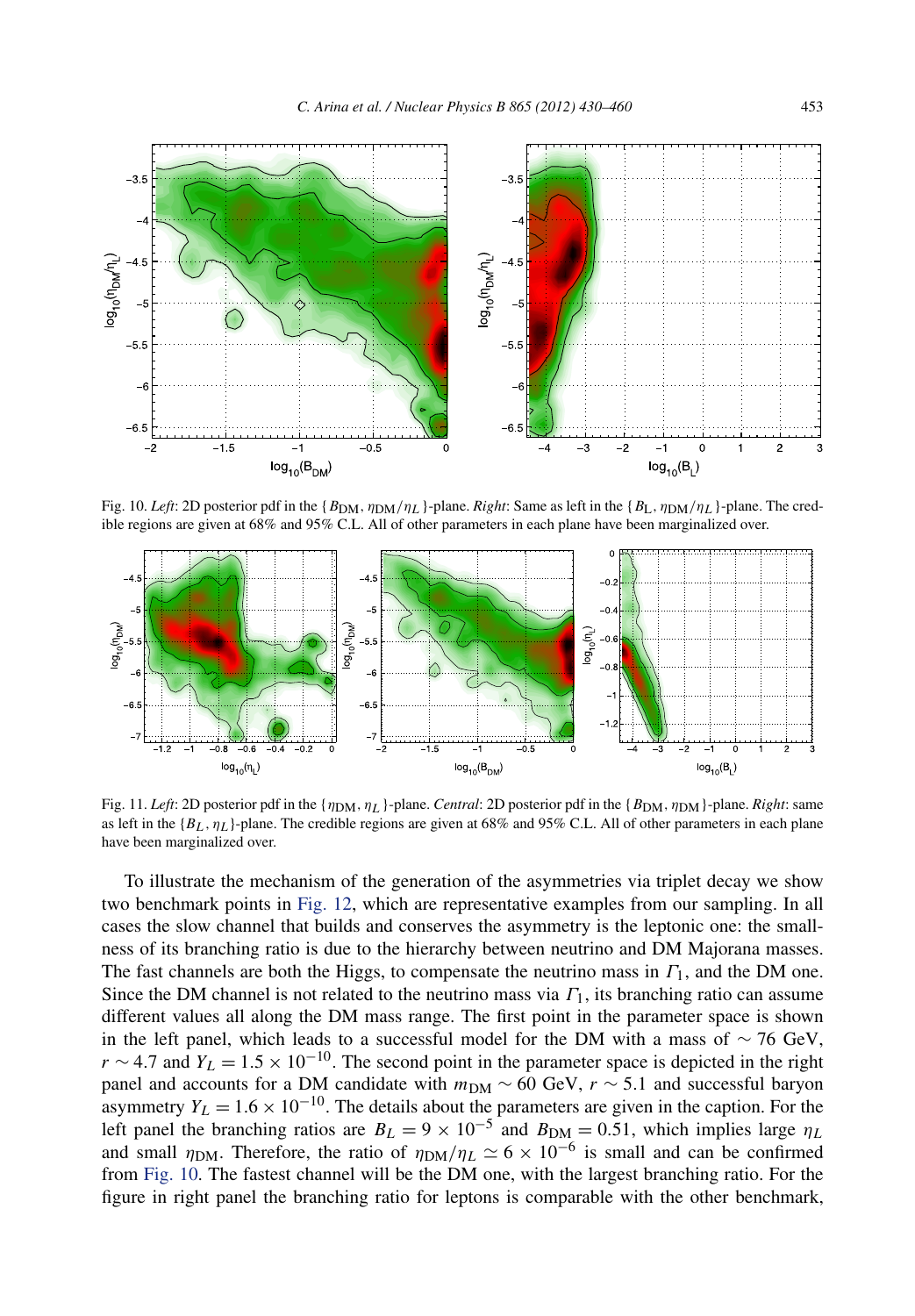-3.5
-4
-4.5
-5
-5.5
-6
-6.5
-2
-1.5
-1
-0.5
0
$\log_{10}(\eta_{DM}/\eta_L)$
$\log_{10}(B_{DM})$

-3.5
-4
-4.5
-5
-5.5
-6
-6.5
-4
-3
-2
-1
0
1
2
3
$\log_{10}(\eta_{DM}/\eta_L)$
$\log_{10}(B_L)$

Fig. 10. *Left*: 2D posterior pdf in the $\{B_{DM}, \eta_{DM}/\eta_L\}$-plane. *Right*: Same as left in the $\{B_L, \eta_{DM}/\eta_L\}$-plane. The credible regions are given at 68% and 95% C.L. All of other parameters in each plane have been marginalized over.

-4.5
-5
-5.5
-6
-6.5
-7
-1.2
-1
-0.8
-0.6
-0.4
-0.2
0
$\log_{10}(\eta_{DM})$
$\log_{10}(\eta_L)$

-4.5
-5
-5.5
-6
-6.5
-7
-2
-1.5
-1
-0.5
0
$\log_{10}(\eta_{DM})$
$\log_{10}(B_{DM})$

0
-0.2
-0.4
-0.6
-0.8
-1
-1.2
-4
-3
-2
-1
0
1
2
3
$\log_{10}(\eta_L)$
$\log_{10}(B_L)$

Fig. 11. *Left*: 2D posterior pdf in the $\{\eta_{DM}, \eta_L\}$-plane. *Central*: 2D posterior pdf in the $\{B_{DM}, \eta_{DM}\}$-plane. *Right*: same as left in the $\{B_L, \eta_L\}$-plane. The credible regions are given at 68% and 95% C.L. All of other parameters in each plane have been marginalized over.

To illustrate the mechanism of the generation of the asymmetries via triplet decay we show two benchmark points in Fig. 12, which are representative examples from our sampling. In all cases the slow channel that builds and conserves the asymmetry is the leptonic one: the smallness of its branching ratio is due to the hierarchy between neutrino and DM Majorana masses. The fast channels are both the Higgs, to compensate the neutrino mass in $\Gamma_1$, and the DM one. Since the DM channel is not related to the neutrino mass via $\Gamma_1$, its branching ratio can assume different values all along the DM mass range. The first point in the parameter space is shown in the left panel, which leads to a successful model for the DM with a mass of $\sim 76$ GeV, $r \sim 4.7$ and $Y_L = 1.5 \times 10^{-10}$. The second point in the parameter space is depicted in the right panel and accounts for a DM candidate with $m_{DM} \sim 60$ GeV, $r \sim 5.1$ and successful baryon asymmetry $Y_L = 1.6 \times 10^{-10}$. The details about the parameters are given in the caption. For the left panel the branching ratios are $B_L = 9 \times 10^{-5}$ and $B_{DM} = 0.51$, which implies large $\eta_L$ and small $\eta_{DM}$. Therefore, the ratio of $\eta_{DM}/\eta_L \simeq 6 \times 10^{-6}$ is small and can be confirmed from Fig. 10. The fastest channel will be the DM one, with the largest branching ratio. For the figure in right panel the branching ratio for leptons is comparable with the other benchmark,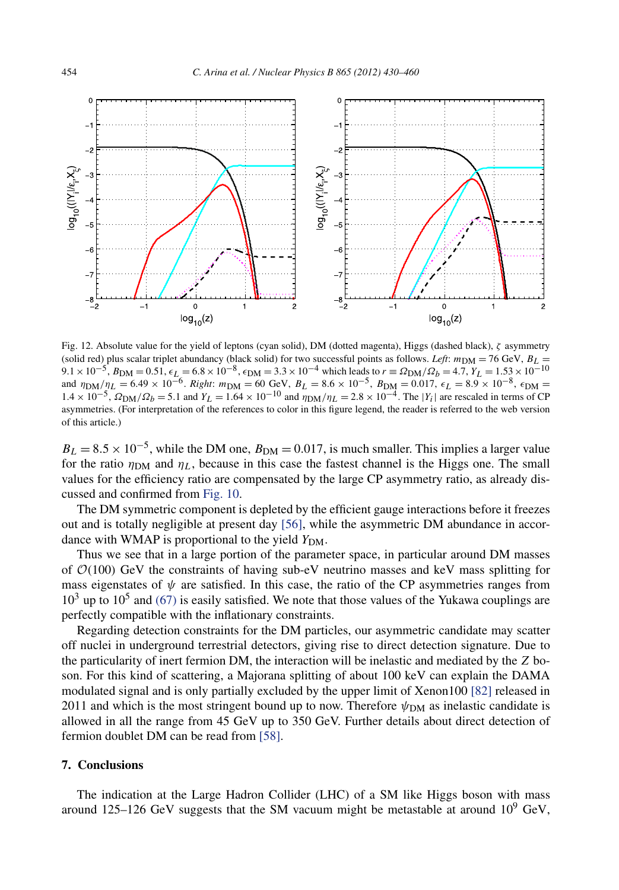0
−1
−2
−3
−4
−5
−6
−7
−8
−2 −1 0 1 2
$\log_{10}(z)$
$\log_{10}((|Y_i|/\epsilon_i, X_\zeta)$

0
−1
−2
−3
−4
−5
−6
−7
−8
−2 −1 0 1 2
$\log_{10}(z)$
$\log_{10}((|Y_i|/\epsilon_i, X_\zeta)$

Fig. 12. Absolute value for the yield of leptons (cyan solid), DM (dotted magenta), Higgs (dashed black), $\zeta$ asymmetry (solid red) plus scalar triplet abundancy (black solid) for two successful points as follows. *Left*: $m_{\rm DM} = 76$ GeV, $B_L = 9.1 \times 10^{-5}$, $B_{\rm DM} = 0.51$, $\epsilon_L = 6.8 \times 10^{-8}$, $\epsilon_{\rm DM} = 3.3 \times 10^{-4}$ which leads to $r \equiv \Omega_{\rm DM}/\Omega_b = 4.7$, $Y_L = 1.53 \times 10^{-10}$ and $\eta_{\rm DM}/\eta_L = 6.49 \times 10^{-6}$. *Right*: $m_{\rm DM} = 60$ GeV, $B_L = 8.6 \times 10^{-5}$, $B_{\rm DM} = 0.017$, $\epsilon_L = 8.9 \times 10^{-8}$, $\epsilon_{\rm DM} = 1.4 \times 10^{-5}$, $\Omega_{\rm DM}/\Omega_b = 5.1$ and $Y_L = 1.64 \times 10^{-10}$ and $\eta_{\rm DM}/\eta_L = 2.8 \times 10^{-4}$. The $|Y_i|$ are rescaled in terms of CP asymmetries. (For interpretation of the references to color in this figure legend, the reader is referred to the web version of this article.)

$B_L = 8.5 \times 10^{-5}$, while the DM one, $B_{\rm DM} = 0.017$, is much smaller. This implies a larger value for the ratio $\eta_{\rm DM}$ and $\eta_L$, because in this case the fastest channel is the Higgs one. The small values for the efficiency ratio are compensated by the large CP asymmetry ratio, as already discussed and confirmed from Fig. 10.

The DM symmetric component is depleted by the efficient gauge interactions before it freezes out and is totally negligible at present day [56], while the asymmetric DM abundance in accordance with WMAP is proportional to the yield $Y_{\rm DM}$.

Thus we see that in a large portion of the parameter space, in particular around DM masses of $\mathcal{O}(100)$ GeV the constraints of having sub-eV neutrino masses and keV mass splitting for mass eigenstates of $\psi$ are satisfied. In this case, the ratio of the CP asymmetries ranges from $10^3$ up to $10^5$ and (67) is easily satisfied. We note that those values of the Yukawa couplings are perfectly compatible with the inflationary constraints.

Regarding detection constraints for the DM particles, our asymmetric candidate may scatter off nuclei in underground terrestrial detectors, giving rise to direct detection signature. Due to the particularity of inert fermion DM, the interaction will be inelastic and mediated by the $Z$ boson. For this kind of scattering, a Majorana splitting of about 100 keV can explain the DAMA modulated signal and is only partially excluded by the upper limit of Xenon100 [82] released in 2011 and which is the most stringent bound up to now. Therefore $\psi_{\rm DM}$ as inelastic candidate is allowed in all the range from 45 GeV up to 350 GeV. Further details about direct detection of fermion doublet DM can be read from [58].

## 7. Conclusions

The indication at the Large Hadron Collider (LHC) of a SM like Higgs boson with mass around 125–126 GeV suggests that the SM vacuum might be metastable at around $10^9$ GeV,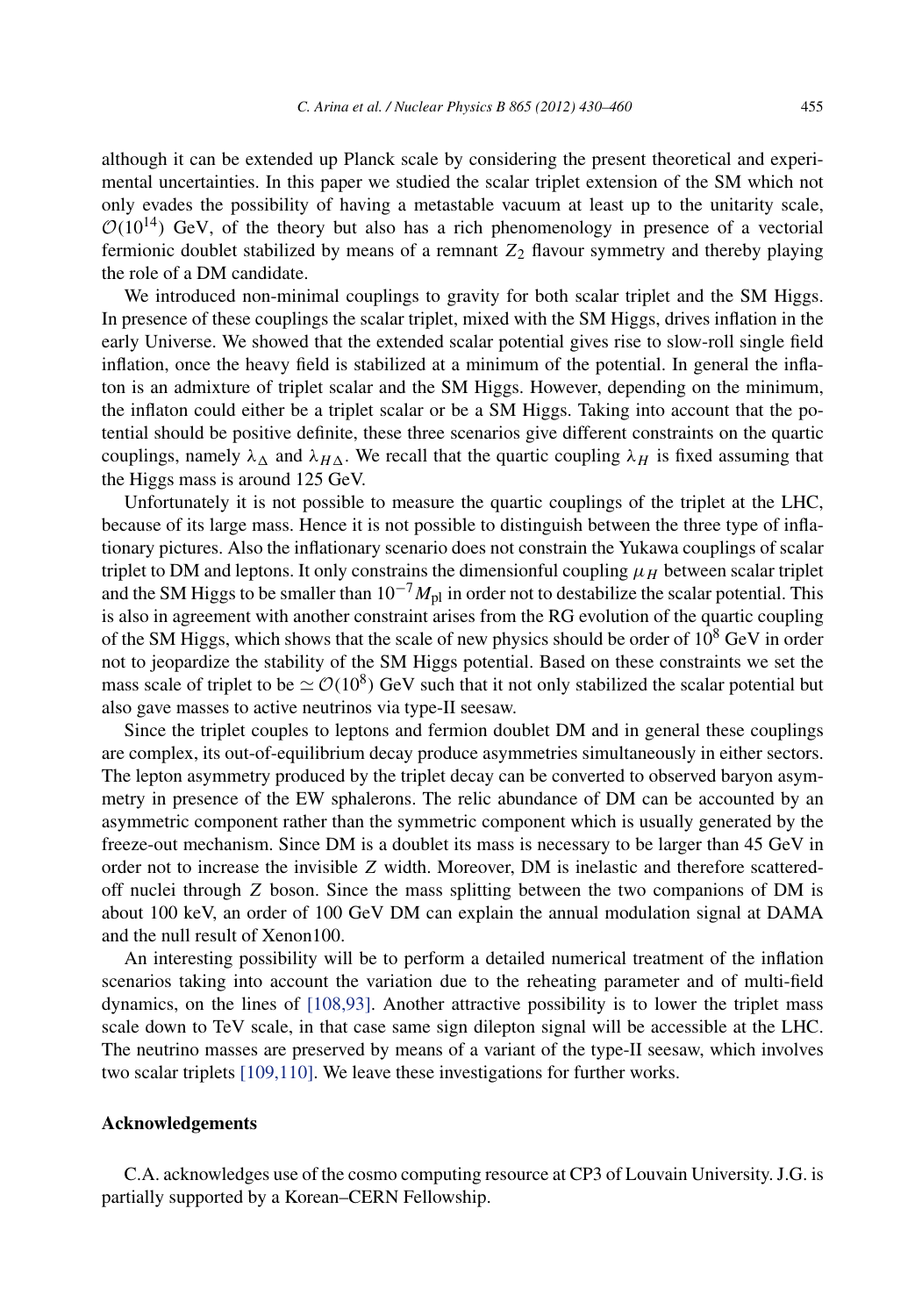although it can be extended up Planck scale by considering the present theoretical and experimental uncertainties. In this paper we studied the scalar triplet extension of the SM which not only evades the possibility of having a metastable vacuum at least up to the unitarity scale, $\mathcal{O}(10^{14})$ GeV, of the theory but also has a rich phenomenology in presence of a vectorial fermionic doublet stabilized by means of a remnant $Z_2$ flavour symmetry and thereby playing the role of a DM candidate.

We introduced non-minimal couplings to gravity for both scalar triplet and the SM Higgs. In presence of these couplings the scalar triplet, mixed with the SM Higgs, drives inflation in the early Universe. We showed that the extended scalar potential gives rise to slow-roll single field inflation, once the heavy field is stabilized at a minimum of the potential. In general the inflaton is an admixture of triplet scalar and the SM Higgs. However, depending on the minimum, the inflaton could either be a triplet scalar or be a SM Higgs. Taking into account that the potential should be positive definite, these three scenarios give different constraints on the quartic couplings, namely $\lambda_\Delta$ and $\lambda_{H\Delta}$. We recall that the quartic coupling $\lambda_H$ is fixed assuming that the Higgs mass is around 125 GeV.

Unfortunately it is not possible to measure the quartic couplings of the triplet at the LHC, because of its large mass. Hence it is not possible to distinguish between the three type of inflationary pictures. Also the inflationary scenario does not constrain the Yukawa couplings of scalar triplet to DM and leptons. It only constrains the dimensionful coupling $\mu_H$ between scalar triplet and the SM Higgs to be smaller than $10^{-7} M_{\rm pl}$ in order not to destabilize the scalar potential. This is also in agreement with another constraint arises from the RG evolution of the quartic coupling of the SM Higgs, which shows that the scale of new physics should be order of $10^8$ GeV in order not to jeopardize the stability of the SM Higgs potential. Based on these constraints we set the mass scale of triplet to be $\simeq \mathcal{O}(10^8)$ GeV such that it not only stabilized the scalar potential but also gave masses to active neutrinos via type-II seesaw.

Since the triplet couples to leptons and fermion doublet DM and in general these couplings are complex, its out-of-equilibrium decay produce asymmetries simultaneously in either sectors. The lepton asymmetry produced by the triplet decay can be converted to observed baryon asymmetry in presence of the EW sphalerons. The relic abundance of DM can be accounted by an asymmetric component rather than the symmetric component which is usually generated by the freeze-out mechanism. Since DM is a doublet its mass is necessary to be larger than 45 GeV in order not to increase the invisible $Z$ width. Moreover, DM is inelastic and therefore scattered-off nuclei through $Z$ boson. Since the mass splitting between the two companions of DM is about 100 keV, an order of 100 GeV DM can explain the annual modulation signal at DAMA and the null result of Xenon100.

An interesting possibility will be to perform a detailed numerical treatment of the inflation scenarios taking into account the variation due to the reheating parameter and of multi-field dynamics, on the lines of [108,93]. Another attractive possibility is to lower the triplet mass scale down to TeV scale, in that case same sign dilepton signal will be accessible at the LHC. The neutrino masses are preserved by means of a variant of the type-II seesaw, which involves two scalar triplets [109,110]. We leave these investigations for further works.

## Acknowledgements

C.A. acknowledges use of the cosmo computing resource at CP3 of Louvain University. J.G. is partially supported by a Korean–CERN Fellowship.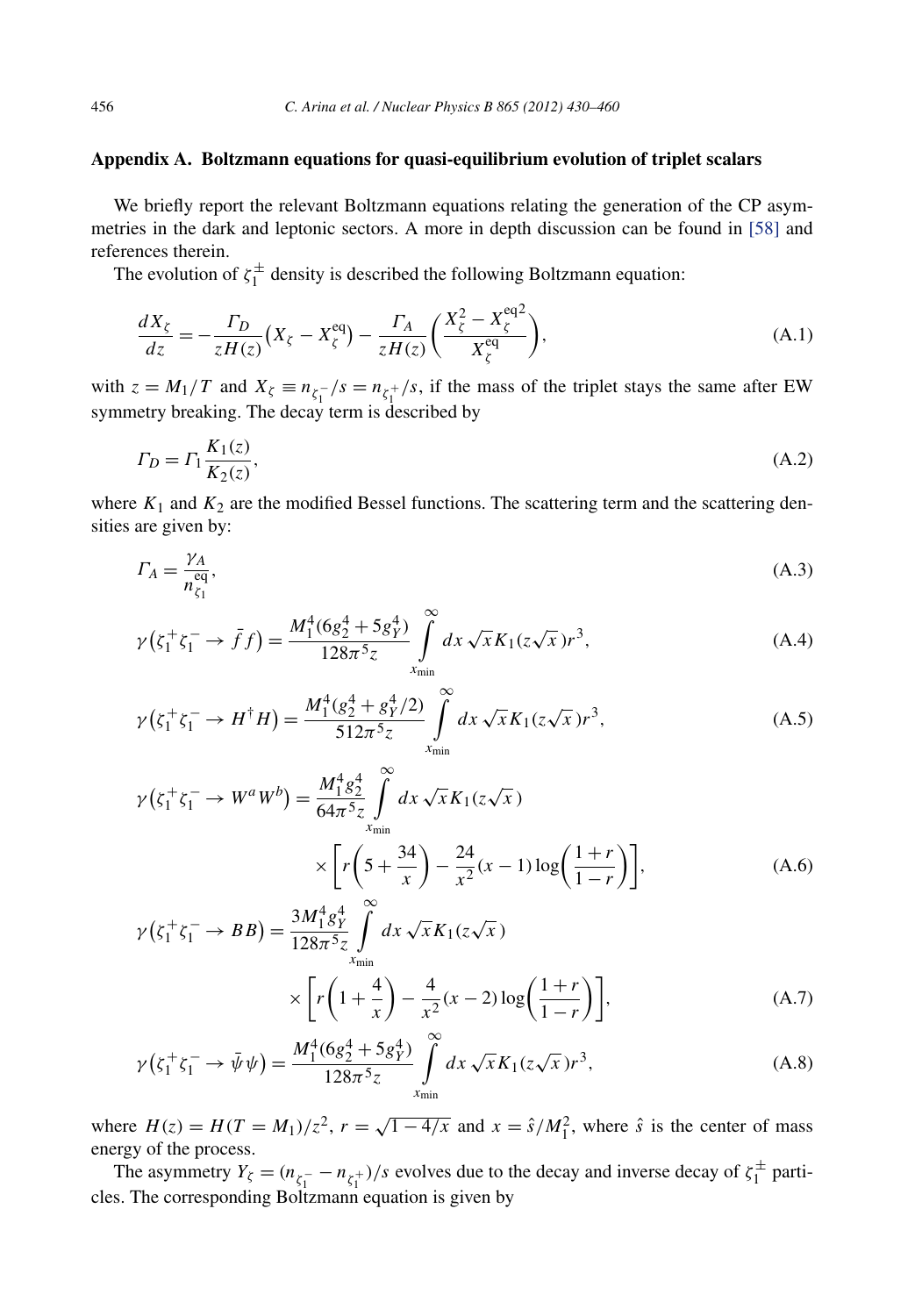## Appendix A. Boltzmann equations for quasi-equilibrium evolution of triplet scalars

We briefly report the relevant Boltzmann equations relating the generation of the CP asymmetries in the dark and leptonic sectors. A more in depth discussion can be found in [58] and references therein.

The evolution of $\zeta_1^{\pm}$ density is described the following Boltzmann equation:

$$\frac{dX_\zeta}{dz} = -\frac{\Gamma_D}{zH(z)}\big(X_\zeta - X_\zeta^{\text{eq}}\big) - \frac{\Gamma_A}{zH(z)}\left(\frac{X_\zeta^2 - X_\zeta^{\text{eq}2}}{X_\zeta^{\text{eq}}}\right), \tag{A.1}$$

with $z = M_1/T$ and $X_\zeta \equiv n_{\zeta_1^-}/s = n_{\zeta_1^+}/s$, if the mass of the triplet stays the same after EW symmetry breaking. The decay term is described by

$$\Gamma_D = \Gamma_1 \frac{K_1(z)}{K_2(z)}, \tag{A.2}$$

where $K_1$ and $K_2$ are the modified Bessel functions. The scattering term and the scattering densities are given by:

$$\Gamma_A = \frac{\gamma_A}{n_{\zeta_1}^{\text{eq}}}, \tag{A.3}$$

$$\gamma\big(\zeta_1^+\zeta_1^- \to \bar{f} f\big) = \frac{M_1^4(6g_2^4 + 5g_Y^4)}{128\pi^5 z} \int_{x_{\min}}^{\infty} dx\, \sqrt{x} K_1(z\sqrt{x}) r^3, \tag{A.4}$$

$$\gamma\big(\zeta_1^+\zeta_1^- \to H^\dagger H\big) = \frac{M_1^4(g_2^4 + g_Y^4/2)}{512\pi^5 z} \int_{x_{\min}}^{\infty} dx\, \sqrt{x} K_1(z\sqrt{x}) r^3, \tag{A.5}$$

$$\gamma\big(\zeta_1^+\zeta_1^- \to W^a W^b\big) = \frac{M_1^4 g_2^4}{64\pi^5 z} \int_{x_{\min}}^{\infty} dx\, \sqrt{x} K_1(z\sqrt{x}) \times \left[ r\left(5 + \frac{34}{x}\right) - \frac{24}{x^2}(x-1)\log\left(\frac{1+r}{1-r}\right)\right], \tag{A.6}$$

$$\gamma\big(\zeta_1^+\zeta_1^- \to BB\big) = \frac{3M_1^4 g_Y^4}{128\pi^5 z} \int_{x_{\min}}^{\infty} dx\, \sqrt{x} K_1(z\sqrt{x}) \times \left[ r\left(1 + \frac{4}{x}\right) - \frac{4}{x^2}(x-2)\log\left(\frac{1+r}{1-r}\right)\right], \tag{A.7}$$

$$\gamma\big(\zeta_1^+\zeta_1^- \to \bar{\psi}\psi\big) = \frac{M_1^4(6g_2^4 + 5g_Y^4)}{128\pi^5 z} \int_{x_{\min}}^{\infty} dx\, \sqrt{x} K_1(z\sqrt{x}) r^3, \tag{A.8}$$

where $H(z) = H(T = M_1)/z^2$, $r = \sqrt{1 - 4/x}$ and $x = \hat{s}/M_1^2$, where $\hat{s}$ is the center of mass energy of the process.

The asymmetry $Y_\zeta = (n_{\zeta_1^-} - n_{\zeta_1^+})/s$ evolves due to the decay and inverse decay of $\zeta_1^{\pm}$ particles. The corresponding Boltzmann equation is given by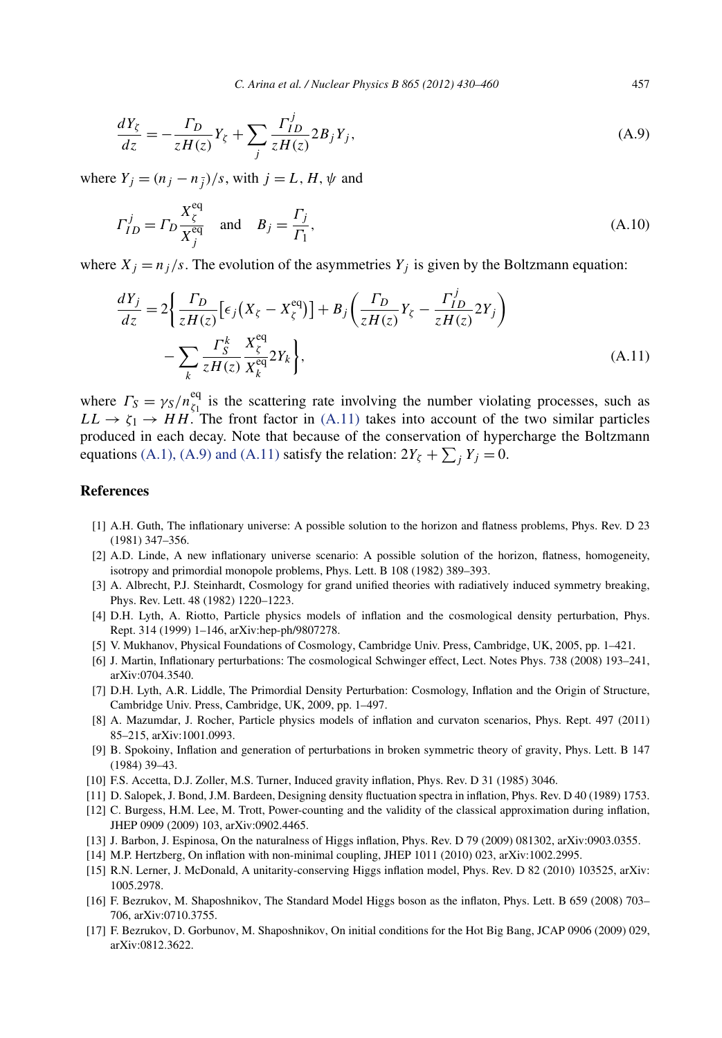$$\frac{dY_\zeta}{dz} = -\frac{\Gamma_D}{zH(z)} Y_\zeta + \sum_j \frac{\Gamma_{ID}^j}{zH(z)} 2B_j Y_j, \tag{A.9}$$

where $Y_j = (n_j - n_{\bar{j}})/s$, with $j = L, H, \psi$ and

$$\Gamma_{ID}^j = \Gamma_D \frac{X_\zeta^{\mathrm{eq}}}{X_j^{\mathrm{eq}}} \quad \text{and} \quad B_j = \frac{\Gamma_j}{\Gamma_1}, \tag{A.10}$$

where $X_j = n_j/s$. The evolution of the asymmetries $Y_j$ is given by the Boltzmann equation:

$$\frac{dY_j}{dz} = 2\left\{ \frac{\Gamma_D}{zH(z)} \left[\epsilon_j \left(X_\zeta - X_\zeta^{\mathrm{eq}}\right)\right] + B_j \left( \frac{\Gamma_D}{zH(z)} Y_\zeta - \frac{\Gamma_{ID}^j}{zH(z)} 2Y_j \right) - \sum_k \frac{\Gamma_S^k}{zH(z)} \frac{X_\zeta^{\mathrm{eq}}}{X_k^{\mathrm{eq}}} 2Y_k \right\}, \tag{A.11}$$

where $\Gamma_S = \gamma_S / n_{\zeta_1}^{\mathrm{eq}}$ is the scattering rate involving the number violating processes, such as $LL \to \zeta_1 \to HH$. The front factor in (A.11) takes into account of the two similar particles produced in each decay. Note that because of the conservation of hypercharge the Boltzmann equations (A.1), (A.9) and (A.11) satisfy the relation: $2Y_\zeta + \sum_j Y_j = 0$.

## References

[1] A.H. Guth, The inflationary universe: A possible solution to the horizon and flatness problems, Phys. Rev. D 23 (1981) 347–356.

[2] A.D. Linde, A new inflationary universe scenario: A possible solution of the horizon, flatness, homogeneity, isotropy and primordial monopole problems, Phys. Lett. B 108 (1982) 389–393.

[3] A. Albrecht, P.J. Steinhardt, Cosmology for grand unified theories with radiatively induced symmetry breaking, Phys. Rev. Lett. 48 (1982) 1220–1223.

[4] D.H. Lyth, A. Riotto, Particle physics models of inflation and the cosmological density perturbation, Phys. Rept. 314 (1999) 1–146, arXiv:hep-ph/9807278.

[5] V. Mukhanov, Physical Foundations of Cosmology, Cambridge Univ. Press, Cambridge, UK, 2005, pp. 1–421.

[6] J. Martin, Inflationary perturbations: The cosmological Schwinger effect, Lect. Notes Phys. 738 (2008) 193–241, arXiv:0704.3540.

[7] D.H. Lyth, A.R. Liddle, The Primordial Density Perturbation: Cosmology, Inflation and the Origin of Structure, Cambridge Univ. Press, Cambridge, UK, 2009, pp. 1–497.

[8] A. Mazumdar, J. Rocher, Particle physics models of inflation and curvaton scenarios, Phys. Rept. 497 (2011) 85–215, arXiv:1001.0993.

[9] B. Spokoiny, Inflation and generation of perturbations in broken symmetric theory of gravity, Phys. Lett. B 147 (1984) 39–43.

[10] F.S. Accetta, D.J. Zoller, M.S. Turner, Induced gravity inflation, Phys. Rev. D 31 (1985) 3046.

[11] D. Salopek, J. Bond, J.M. Bardeen, Designing density fluctuation spectra in inflation, Phys. Rev. D 40 (1989) 1753.

[12] C. Burgess, H.M. Lee, M. Trott, Power-counting and the validity of the classical approximation during inflation, JHEP 0909 (2009) 103, arXiv:0902.4465.

[13] J. Barbon, J. Espinosa, On the naturalness of Higgs inflation, Phys. Rev. D 79 (2009) 081302, arXiv:0903.0355.

[14] M.P. Hertzberg, On inflation with non-minimal coupling, JHEP 1011 (2010) 023, arXiv:1002.2995.

[15] R.N. Lerner, J. McDonald, A unitarity-conserving Higgs inflation model, Phys. Rev. D 82 (2010) 103525, arXiv:1005.2978.

[16] F. Bezrukov, M. Shaposhnikov, The Standard Model Higgs boson as the inflaton, Phys. Lett. B 659 (2008) 703–706, arXiv:0710.3755.

[17] F. Bezrukov, D. Gorbunov, M. Shaposhnikov, On initial conditions for the Hot Big Bang, JCAP 0906 (2009) 029, arXiv:0812.3622.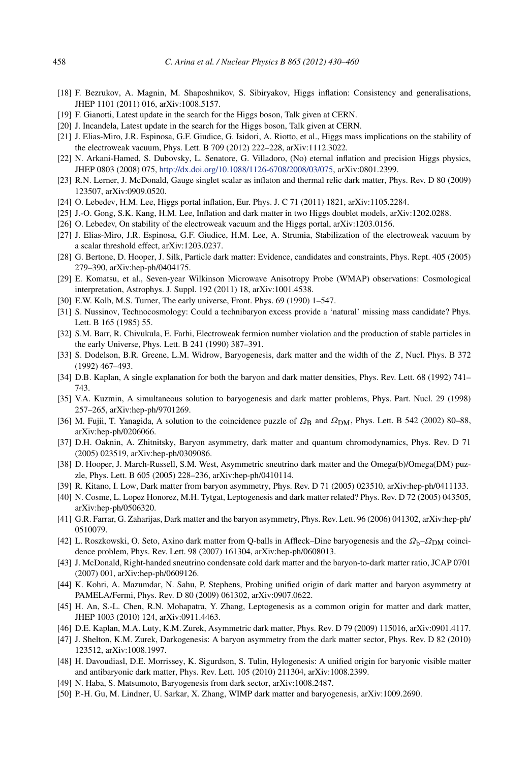[18] F. Bezrukov, A. Magnin, M. Shaposhnikov, S. Sibiryakov, Higgs inflation: Consistency and generalisations, JHEP 1101 (2011) 016, arXiv:1008.5157.

[19] F. Gianotti, Latest update in the search for the Higgs boson, Talk given at CERN.

[20] J. Incandela, Latest update in the search for the Higgs boson, Talk given at CERN.

[21] J. Elias-Miro, J.R. Espinosa, G.F. Giudice, G. Isidori, A. Riotto, et al., Higgs mass implications on the stability of the electroweak vacuum, Phys. Lett. B 709 (2012) 222–228, arXiv:1112.3022.

[22] N. Arkani-Hamed, S. Dubovsky, L. Senatore, G. Villadoro, (No) eternal inflation and precision Higgs physics, JHEP 0803 (2008) 075, http://dx.doi.org/10.1088/1126-6708/2008/03/075, arXiv:0801.2399.

[23] R.N. Lerner, J. McDonald, Gauge singlet scalar as inflaton and thermal relic dark matter, Phys. Rev. D 80 (2009) 123507, arXiv:0909.0520.

[24] O. Lebedev, H.M. Lee, Higgs portal inflation, Eur. Phys. J. C 71 (2011) 1821, arXiv:1105.2284.

[25] J.-O. Gong, S.K. Kang, H.M. Lee, Inflation and dark matter in two Higgs doublet models, arXiv:1202.0288.

[26] O. Lebedev, On stability of the electroweak vacuum and the Higgs portal, arXiv:1203.0156.

[27] J. Elias-Miro, J.R. Espinosa, G.F. Giudice, H.M. Lee, A. Strumia, Stabilization of the electroweak vacuum by a scalar threshold effect, arXiv:1203.0237.

[28] G. Bertone, D. Hooper, J. Silk, Particle dark matter: Evidence, candidates and constraints, Phys. Rept. 405 (2005) 279–390, arXiv:hep-ph/0404175.

[29] E. Komatsu, et al., Seven-year Wilkinson Microwave Anisotropy Probe (WMAP) observations: Cosmological interpretation, Astrophys. J. Suppl. 192 (2011) 18, arXiv:1001.4538.

[30] E.W. Kolb, M.S. Turner, The early universe, Front. Phys. 69 (1990) 1–547.

[31] S. Nussinov, Technocosmology: Could a technibaryon excess provide a 'natural' missing mass candidate? Phys. Lett. B 165 (1985) 55.

[32] S.M. Barr, R. Chivukula, E. Farhi, Electroweak fermion number violation and the production of stable particles in the early Universe, Phys. Lett. B 241 (1990) 387–391.

[33] S. Dodelson, B.R. Greene, L.M. Widrow, Baryogenesis, dark matter and the width of the $Z$, Nucl. Phys. B 372 (1992) 467–493.

[34] D.B. Kaplan, A single explanation for both the baryon and dark matter densities, Phys. Rev. Lett. 68 (1992) 741–743.

[35] V.A. Kuzmin, A simultaneous solution to baryogenesis and dark matter problems, Phys. Part. Nucl. 29 (1998) 257–265, arXiv:hep-ph/9701269.

[36] M. Fujii, T. Yanagida, A solution to the coincidence puzzle of $\Omega_{\mathrm{B}}$ and $\Omega_{\mathrm{DM}}$, Phys. Lett. B 542 (2002) 80–88, arXiv:hep-ph/0206066.

[37] D.H. Oaknin, A. Zhitnitsky, Baryon asymmetry, dark matter and quantum chromodynamics, Phys. Rev. D 71 (2005) 023519, arXiv:hep-ph/0309086.

[38] D. Hooper, J. March-Russell, S.M. West, Asymmetric sneutrino dark matter and the Omega(b)/Omega(DM) puzzle, Phys. Lett. B 605 (2005) 228–236, arXiv:hep-ph/0410114.

[39] R. Kitano, I. Low, Dark matter from baryon asymmetry, Phys. Rev. D 71 (2005) 023510, arXiv:hep-ph/0411133.

[40] N. Cosme, L. Lopez Honorez, M.H. Tytgat, Leptogenesis and dark matter related? Phys. Rev. D 72 (2005) 043505, arXiv:hep-ph/0506320.

[41] G.R. Farrar, G. Zaharijas, Dark matter and the baryon asymmetry, Phys. Rev. Lett. 96 (2006) 041302, arXiv:hep-ph/0510079.

[42] L. Roszkowski, O. Seto, Axino dark matter from Q-balls in Affleck–Dine baryogenesis and the $\Omega_{\mathrm{b}}$–$\Omega_{\mathrm{DM}}$ coincidence problem, Phys. Rev. Lett. 98 (2007) 161304, arXiv:hep-ph/0608013.

[43] J. McDonald, Right-handed sneutrino condensate cold dark matter and the baryon-to-dark matter ratio, JCAP 0701 (2007) 001, arXiv:hep-ph/0609126.

[44] K. Kohri, A. Mazumdar, N. Sahu, P. Stephens, Probing unified origin of dark matter and baryon asymmetry at PAMELA/Fermi, Phys. Rev. D 80 (2009) 061302, arXiv:0907.0622.

[45] H. An, S.-L. Chen, R.N. Mohapatra, Y. Zhang, Leptogenesis as a common origin for matter and dark matter, JHEP 1003 (2010) 124, arXiv:0911.4463.

[46] D.E. Kaplan, M.A. Luty, K.M. Zurek, Asymmetric dark matter, Phys. Rev. D 79 (2009) 115016, arXiv:0901.4117.

[47] J. Shelton, K.M. Zurek, Darkogenesis: A baryon asymmetry from the dark matter sector, Phys. Rev. D 82 (2010) 123512, arXiv:1008.1997.

[48] H. Davoudiasl, D.E. Morrissey, K. Sigurdson, S. Tulin, Hylogenesis: A unified origin for baryonic visible matter and antibaryonic dark matter, Phys. Rev. Lett. 105 (2010) 211304, arXiv:1008.2399.

[49] N. Haba, S. Matsumoto, Baryogenesis from dark sector, arXiv:1008.2487.

[50] P.-H. Gu, M. Lindner, U. Sarkar, X. Zhang, WIMP dark matter and baryogenesis, arXiv:1009.2690.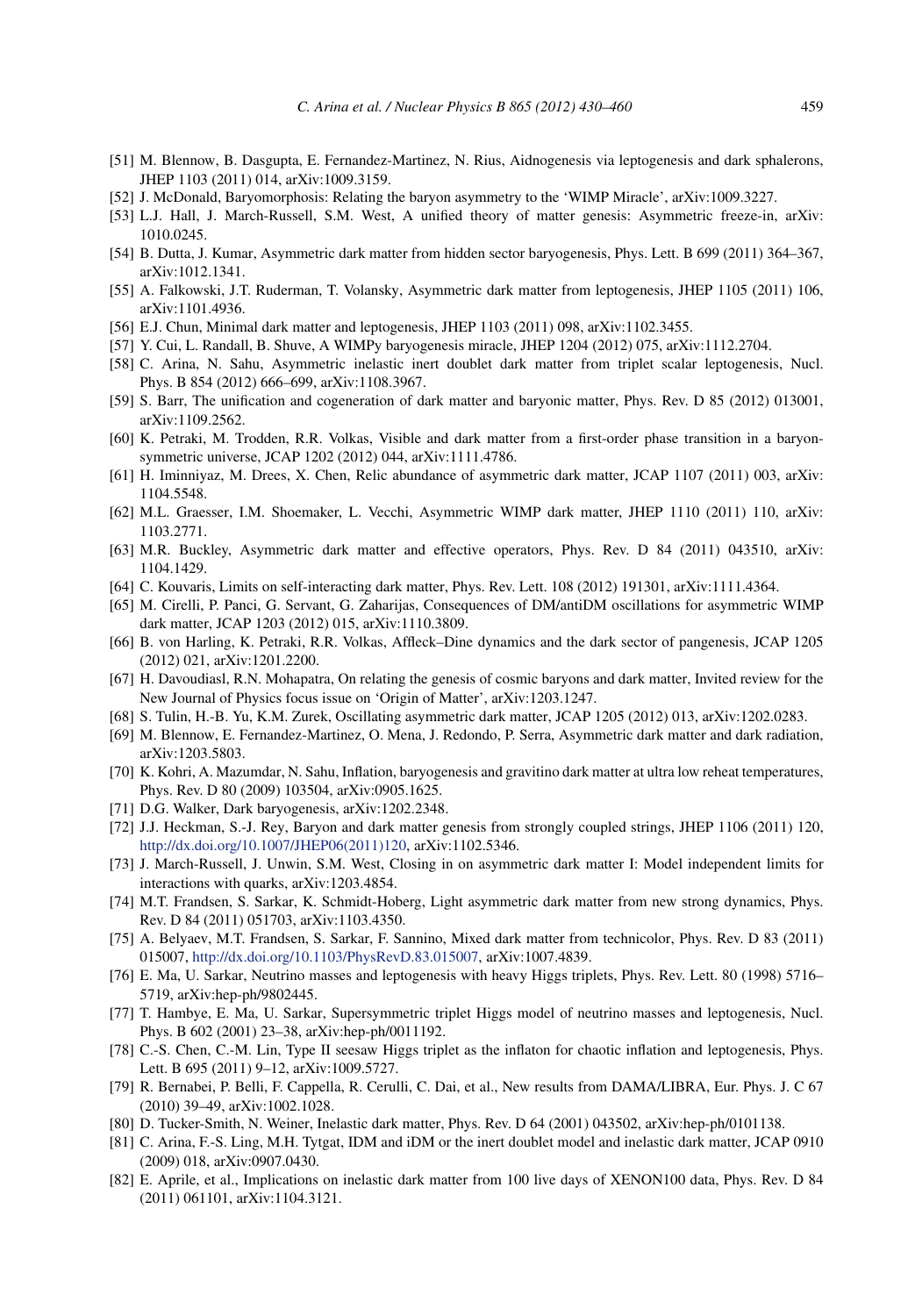[51] M. Blennow, B. Dasgupta, E. Fernandez-Martinez, N. Rius, Aidnogenesis via leptogenesis and dark sphalerons, JHEP 1103 (2011) 014, arXiv:1009.3159.

[52] J. McDonald, Baryomorphosis: Relating the baryon asymmetry to the 'WIMP Miracle', arXiv:1009.3227.

[53] L.J. Hall, J. March-Russell, S.M. West, A unified theory of matter genesis: Asymmetric freeze-in, arXiv:1010.0245.

[54] B. Dutta, J. Kumar, Asymmetric dark matter from hidden sector baryogenesis, Phys. Lett. B 699 (2011) 364–367, arXiv:1012.1341.

[55] A. Falkowski, J.T. Ruderman, T. Volansky, Asymmetric dark matter from leptogenesis, JHEP 1105 (2011) 106, arXiv:1101.4936.

[56] E.J. Chun, Minimal dark matter and leptogenesis, JHEP 1103 (2011) 098, arXiv:1102.3455.

[57] Y. Cui, L. Randall, B. Shuve, A WIMPy baryogenesis miracle, JHEP 1204 (2012) 075, arXiv:1112.2704.

[58] C. Arina, N. Sahu, Asymmetric inelastic inert doublet dark matter from triplet scalar leptogenesis, Nucl. Phys. B 854 (2012) 666–699, arXiv:1108.3967.

[59] S. Barr, The unification and cogeneration of dark matter and baryonic matter, Phys. Rev. D 85 (2012) 013001, arXiv:1109.2562.

[60] K. Petraki, M. Trodden, R.R. Volkas, Visible and dark matter from a first-order phase transition in a baryon-symmetric universe, JCAP 1202 (2012) 044, arXiv:1111.4786.

[61] H. Iminniyaz, M. Drees, X. Chen, Relic abundance of asymmetric dark matter, JCAP 1107 (2011) 003, arXiv:1104.5548.

[62] M.L. Graesser, I.M. Shoemaker, L. Vecchi, Asymmetric WIMP dark matter, JHEP 1110 (2011) 110, arXiv:1103.2771.

[63] M.R. Buckley, Asymmetric dark matter and effective operators, Phys. Rev. D 84 (2011) 043510, arXiv:1104.1429.

[64] C. Kouvaris, Limits on self-interacting dark matter, Phys. Rev. Lett. 108 (2012) 191301, arXiv:1111.4364.

[65] M. Cirelli, P. Panci, G. Servant, G. Zaharijas, Consequences of DM/antiDM oscillations for asymmetric WIMP dark matter, JCAP 1203 (2012) 015, arXiv:1110.3809.

[66] B. von Harling, K. Petraki, R.R. Volkas, Affleck–Dine dynamics and the dark sector of pangenesis, JCAP 1205 (2012) 021, arXiv:1201.2200.

[67] H. Davoudiasl, R.N. Mohapatra, On relating the genesis of cosmic baryons and dark matter, Invited review for the New Journal of Physics focus issue on 'Origin of Matter', arXiv:1203.1247.

[68] S. Tulin, H.-B. Yu, K.M. Zurek, Oscillating asymmetric dark matter, JCAP 1205 (2012) 013, arXiv:1202.0283.

[69] M. Blennow, E. Fernandez-Martinez, O. Mena, J. Redondo, P. Serra, Asymmetric dark matter and dark radiation, arXiv:1203.5803.

[70] K. Kohri, A. Mazumdar, N. Sahu, Inflation, baryogenesis and gravitino dark matter at ultra low reheat temperatures, Phys. Rev. D 80 (2009) 103504, arXiv:0905.1625.

[71] D.G. Walker, Dark baryogenesis, arXiv:1202.2348.

[72] J.J. Heckman, S.-J. Rey, Baryon and dark matter genesis from strongly coupled strings, JHEP 1106 (2011) 120, http://dx.doi.org/10.1007/JHEP06(2011)120, arXiv:1102.5346.

[73] J. March-Russell, J. Unwin, S.M. West, Closing in on asymmetric dark matter I: Model independent limits for interactions with quarks, arXiv:1203.4854.

[74] M.T. Frandsen, S. Sarkar, K. Schmidt-Hoberg, Light asymmetric dark matter from new strong dynamics, Phys. Rev. D 84 (2011) 051703, arXiv:1103.4350.

[75] A. Belyaev, M.T. Frandsen, S. Sarkar, F. Sannino, Mixed dark matter from technicolor, Phys. Rev. D 83 (2011) 015007, http://dx.doi.org/10.1103/PhysRevD.83.015007, arXiv:1007.4839.

[76] E. Ma, U. Sarkar, Neutrino masses and leptogenesis with heavy Higgs triplets, Phys. Rev. Lett. 80 (1998) 5716–5719, arXiv:hep-ph/9802445.

[77] T. Hambye, E. Ma, U. Sarkar, Supersymmetric triplet Higgs model of neutrino masses and leptogenesis, Nucl. Phys. B 602 (2001) 23–38, arXiv:hep-ph/0011192.

[78] C.-S. Chen, C.-M. Lin, Type II seesaw Higgs triplet as the inflaton for chaotic inflation and leptogenesis, Phys. Lett. B 695 (2011) 9–12, arXiv:1009.5727.

[79] R. Bernabei, P. Belli, F. Cappella, R. Cerulli, C. Dai, et al., New results from DAMA/LIBRA, Eur. Phys. J. C 67 (2010) 39–49, arXiv:1002.1028.

[80] D. Tucker-Smith, N. Weiner, Inelastic dark matter, Phys. Rev. D 64 (2001) 043502, arXiv:hep-ph/0101138.

[81] C. Arina, F.-S. Ling, M.H. Tytgat, IDM and iDM or the inert doublet model and inelastic dark matter, JCAP 0910 (2009) 018, arXiv:0907.0430.

[82] E. Aprile, et al., Implications on inelastic dark matter from 100 live days of XENON100 data, Phys. Rev. D 84 (2011) 061101, arXiv:1104.3121.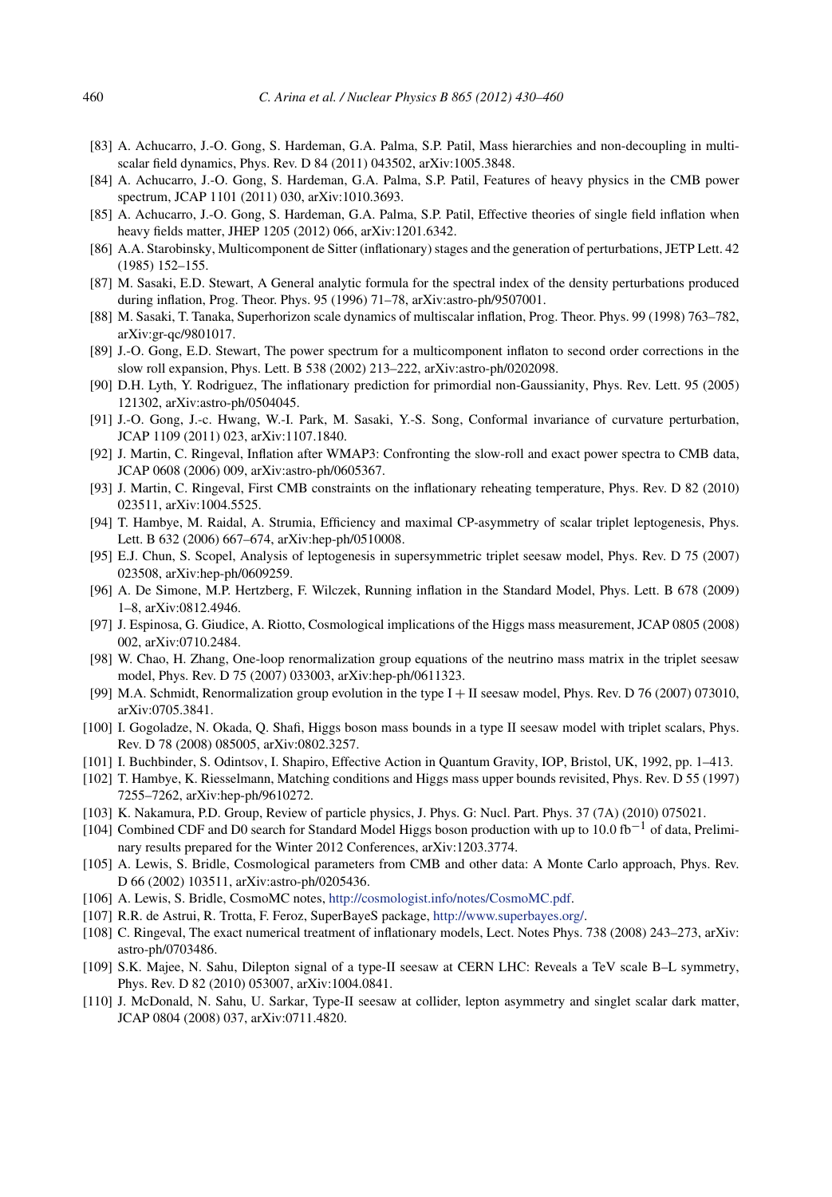[83] A. Achucarro, J.-O. Gong, S. Hardeman, G.A. Palma, S.P. Patil, Mass hierarchies and non-decoupling in multi-scalar field dynamics, Phys. Rev. D 84 (2011) 043502, arXiv:1005.3848.

[84] A. Achucarro, J.-O. Gong, S. Hardeman, G.A. Palma, S.P. Patil, Features of heavy physics in the CMB power spectrum, JCAP 1101 (2011) 030, arXiv:1010.3693.

[85] A. Achucarro, J.-O. Gong, S. Hardeman, G.A. Palma, S.P. Patil, Effective theories of single field inflation when heavy fields matter, JHEP 1205 (2012) 066, arXiv:1201.6342.

[86] A.A. Starobinsky, Multicomponent de Sitter (inflationary) stages and the generation of perturbations, JETP Lett. 42 (1985) 152–155.

[87] M. Sasaki, E.D. Stewart, A General analytic formula for the spectral index of the density perturbations produced during inflation, Prog. Theor. Phys. 95 (1996) 71–78, arXiv:astro-ph/9507001.

[88] M. Sasaki, T. Tanaka, Superhorizon scale dynamics of multiscalar inflation, Prog. Theor. Phys. 99 (1998) 763–782, arXiv:gr-qc/9801017.

[89] J.-O. Gong, E.D. Stewart, The power spectrum for a multicomponent inflaton to second order corrections in the slow roll expansion, Phys. Lett. B 538 (2002) 213–222, arXiv:astro-ph/0202098.

[90] D.H. Lyth, Y. Rodriguez, The inflationary prediction for primordial non-Gaussianity, Phys. Rev. Lett. 95 (2005) 121302, arXiv:astro-ph/0504045.

[91] J.-O. Gong, J.-c. Hwang, W.-I. Park, M. Sasaki, Y.-S. Song, Conformal invariance of curvature perturbation, JCAP 1109 (2011) 023, arXiv:1107.1840.

[92] J. Martin, C. Ringeval, Inflation after WMAP3: Confronting the slow-roll and exact power spectra to CMB data, JCAP 0608 (2006) 009, arXiv:astro-ph/0605367.

[93] J. Martin, C. Ringeval, First CMB constraints on the inflationary reheating temperature, Phys. Rev. D 82 (2010) 023511, arXiv:1004.5525.

[94] T. Hambye, M. Raidal, A. Strumia, Efficiency and maximal CP-asymmetry of scalar triplet leptogenesis, Phys. Lett. B 632 (2006) 667–674, arXiv:hep-ph/0510008.

[95] E.J. Chun, S. Scopel, Analysis of leptogenesis in supersymmetric triplet seesaw model, Phys. Rev. D 75 (2007) 023508, arXiv:hep-ph/0609259.

[96] A. De Simone, M.P. Hertzberg, F. Wilczek, Running inflation in the Standard Model, Phys. Lett. B 678 (2009) 1–8, arXiv:0812.4946.

[97] J. Espinosa, G. Giudice, A. Riotto, Cosmological implications of the Higgs mass measurement, JCAP 0805 (2008) 002, arXiv:0710.2484.

[98] W. Chao, H. Zhang, One-loop renormalization group equations of the neutrino mass matrix in the triplet seesaw model, Phys. Rev. D 75 (2007) 033003, arXiv:hep-ph/0611323.

[99] M.A. Schmidt, Renormalization group evolution in the type I + II seesaw model, Phys. Rev. D 76 (2007) 073010, arXiv:0705.3841.

[100] I. Gogoladze, N. Okada, Q. Shafi, Higgs boson mass bounds in a type II seesaw model with triplet scalars, Phys. Rev. D 78 (2008) 085005, arXiv:0802.3257.

[101] I. Buchbinder, S. Odintsov, I. Shapiro, Effective Action in Quantum Gravity, IOP, Bristol, UK, 1992, pp. 1–413.

[102] T. Hambye, K. Riesselmann, Matching conditions and Higgs mass upper bounds revisited, Phys. Rev. D 55 (1997) 7255–7262, arXiv:hep-ph/9610272.

[103] K. Nakamura, P.D. Group, Review of particle physics, J. Phys. G: Nucl. Part. Phys. 37 (7A) (2010) 075021.

[104] Combined CDF and D0 search for Standard Model Higgs boson production with up to 10.0 $\text{fb}^{-1}$ of data, Preliminary results prepared for the Winter 2012 Conferences, arXiv:1203.3774.

[105] A. Lewis, S. Bridle, Cosmological parameters from CMB and other data: A Monte Carlo approach, Phys. Rev. D 66 (2002) 103511, arXiv:astro-ph/0205436.

[106] A. Lewis, S. Bridle, CosmoMC notes, http://cosmologist.info/notes/CosmoMC.pdf.

[107] R.R. de Astrui, R. Trotta, F. Feroz, SuperBayeS package, http://www.superbayes.org/.

[108] C. Ringeval, The exact numerical treatment of inflationary models, Lect. Notes Phys. 738 (2008) 243–273, arXiv:astro-ph/0703486.

[109] S.K. Majee, N. Sahu, Dilepton signal of a type-II seesaw at CERN LHC: Reveals a TeV scale B–L symmetry, Phys. Rev. D 82 (2010) 053007, arXiv:1004.0841.

[110] J. McDonald, N. Sahu, U. Sarkar, Type-II seesaw at collider, lepton asymmetry and singlet scalar dark matter, JCAP 0804 (2008) 037, arXiv:0711.4820.